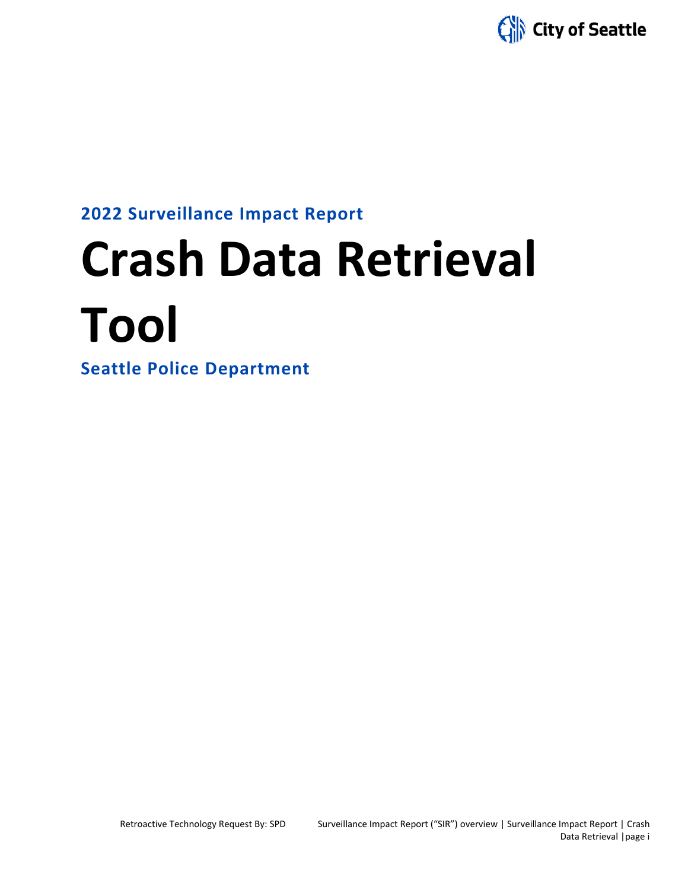**2022 Surveillance Impact Report**

# Crash Data Retrieval Tool

**Seattle Police Department**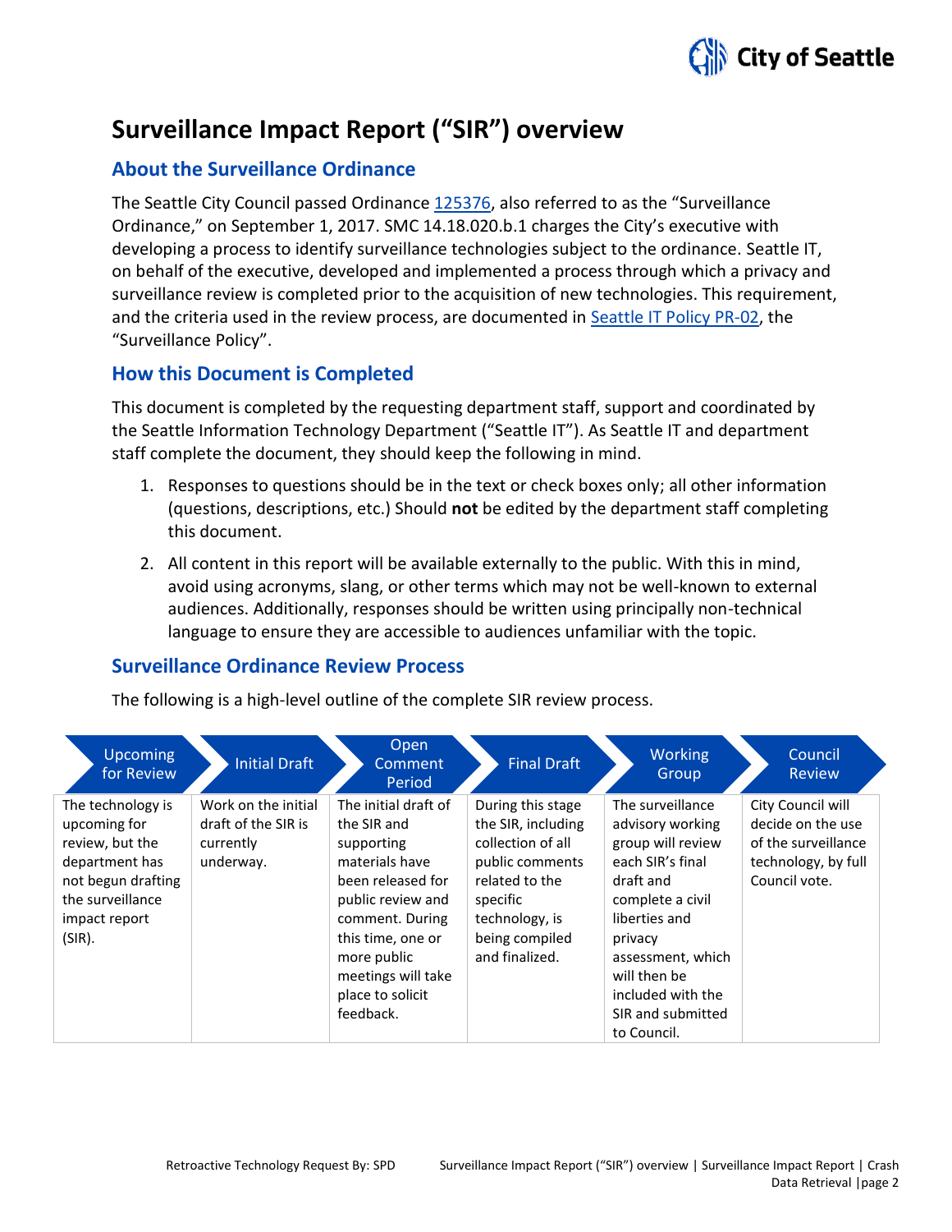# Surveillance Impact Report ("SIR") overview

## About the Surveillance Ordinance

The Seattle City Council passed Ordinance 125376, also referred to as the "Surveillance Ordinance," on September 1, 2017. SMC 14.18.020.b.1 charges the City's executive with developing a process to identify surveillance technologies subject to the ordinance. Seattle IT, on behalf of the executive, developed and implemented a process through which a privacy and surveillance review is completed prior to the acquisition of new technologies. This requirement, and the criteria used in the review process, are documented in Seattle IT Policy PR-02, the "Surveillance Policy".

## How this Document is Completed

This document is completed by the requesting department staff, support and coordinated by the Seattle Information Technology Department ("Seattle IT"). As Seattle IT and department staff complete the document, they should keep the following in mind.

1. Responses to questions should be in the text or check boxes only; all other information (questions, descriptions, etc.) Should **not** be edited by the department staff completing this document.
2. All content in this report will be available externally to the public. With this in mind, avoid using acronyms, slang, or other terms which may not be well-known to external audiences. Additionally, responses should be written using principally non-technical language to ensure they are accessible to audiences unfamiliar with the topic.

## Surveillance Ordinance Review Process

The following is a high-level outline of the complete SIR review process.

| Upcoming for Review | Initial Draft | Open Comment Period | Final Draft | Working Group | Council Review |
|---|---|---|---|---|---|
| The technology is upcoming for review, but the department has not begun drafting the surveillance impact report (SIR). | Work on the initial draft of the SIR is currently underway. | The initial draft of the SIR and supporting materials have been released for public review and comment. During this time, one or more public meetings will take place to solicit feedback. | During this stage the SIR, including collection of all public comments related to the specific technology, is being compiled and finalized. | The surveillance advisory working group will review each SIR's final draft and complete a civil liberties and privacy assessment, which will then be included with the SIR and submitted to Council. | City Council will decide on the use of the surveillance technology, by full Council vote. |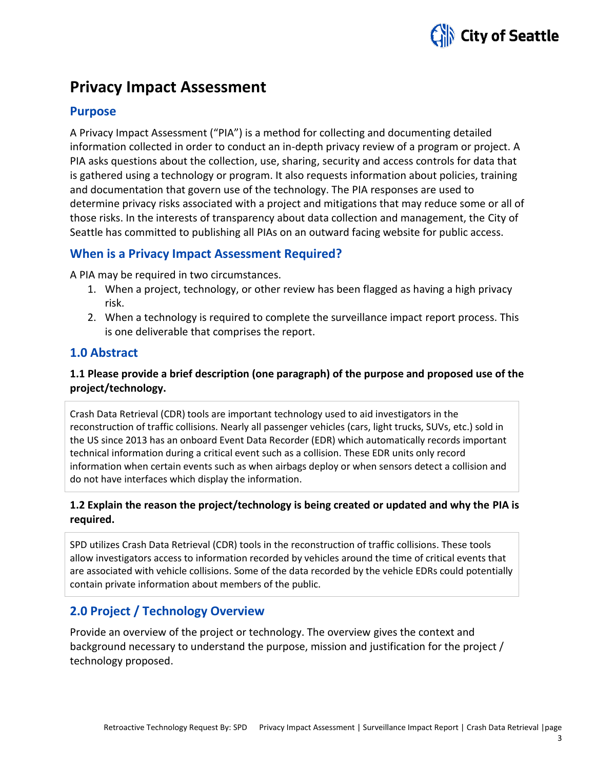# Privacy Impact Assessment

## Purpose

A Privacy Impact Assessment ("PIA") is a method for collecting and documenting detailed information collected in order to conduct an in-depth privacy review of a program or project. A PIA asks questions about the collection, use, sharing, security and access controls for data that is gathered using a technology or program. It also requests information about policies, training and documentation that govern use of the technology. The PIA responses are used to determine privacy risks associated with a project and mitigations that may reduce some or all of those risks. In the interests of transparency about data collection and management, the City of Seattle has committed to publishing all PIAs on an outward facing website for public access.

## When is a Privacy Impact Assessment Required?

A PIA may be required in two circumstances.

1. When a project, technology, or other review has been flagged as having a high privacy risk.
2. When a technology is required to complete the surveillance impact report process. This is one deliverable that comprises the report.

## 1.0 Abstract

**1.1 Please provide a brief description (one paragraph) of the purpose and proposed use of the project/technology.**

Crash Data Retrieval (CDR) tools are important technology used to aid investigators in the reconstruction of traffic collisions. Nearly all passenger vehicles (cars, light trucks, SUVs, etc.) sold in the US since 2013 has an onboard Event Data Recorder (EDR) which automatically records important technical information during a critical event such as a collision. These EDR units only record information when certain events such as when airbags deploy or when sensors detect a collision and do not have interfaces which display the information.

**1.2 Explain the reason the project/technology is being created or updated and why the PIA is required.**

SPD utilizes Crash Data Retrieval (CDR) tools in the reconstruction of traffic collisions. These tools allow investigators access to information recorded by vehicles around the time of critical events that are associated with vehicle collisions. Some of the data recorded by the vehicle EDRs could potentially contain private information about members of the public.

## 2.0 Project / Technology Overview

Provide an overview of the project or technology. The overview gives the context and background necessary to understand the purpose, mission and justification for the project / technology proposed.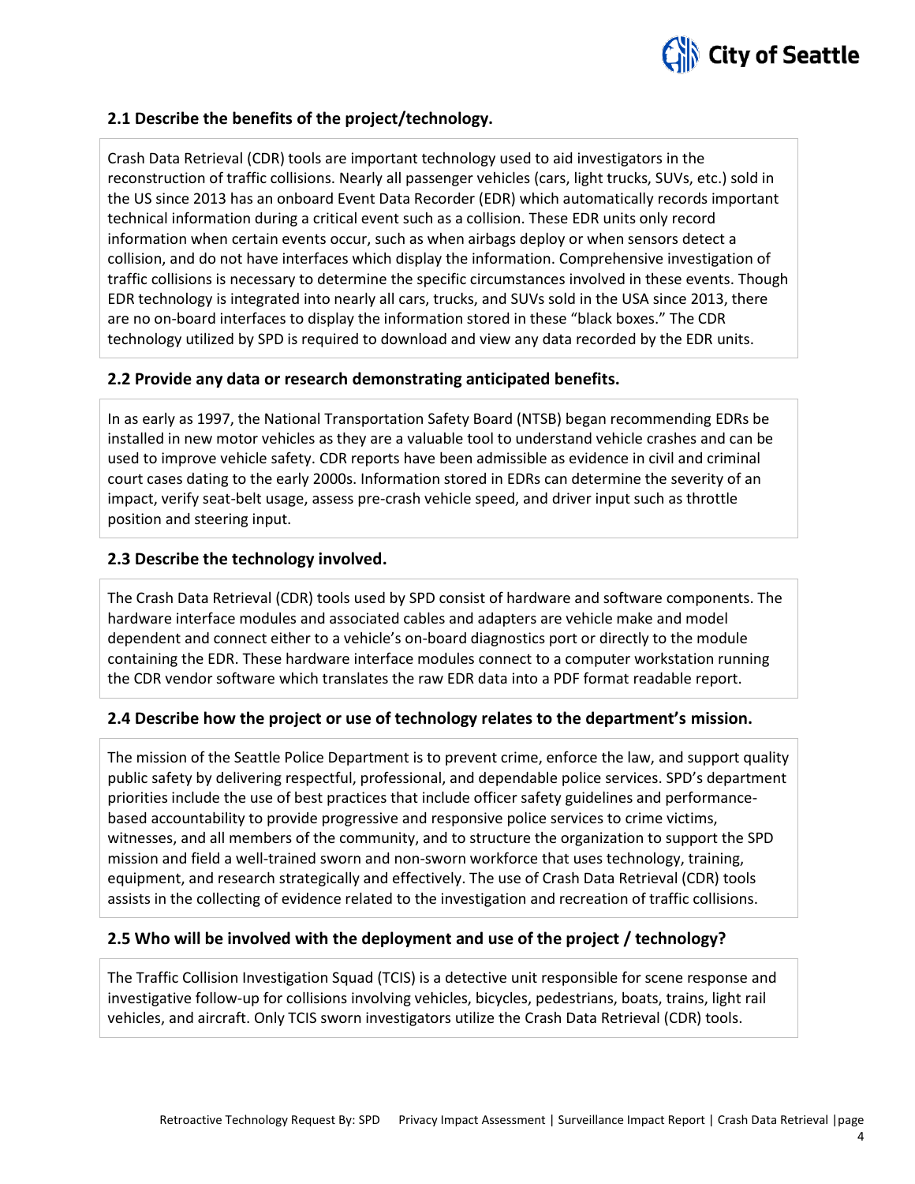## 2.1 Describe the benefits of the project/technology.

Crash Data Retrieval (CDR) tools are important technology used to aid investigators in the reconstruction of traffic collisions. Nearly all passenger vehicles (cars, light trucks, SUVs, etc.) sold in the US since 2013 has an onboard Event Data Recorder (EDR) which automatically records important technical information during a critical event such as a collision. These EDR units only record information when certain events occur, such as when airbags deploy or when sensors detect a collision, and do not have interfaces which display the information. Comprehensive investigation of traffic collisions is necessary to determine the specific circumstances involved in these events. Though EDR technology is integrated into nearly all cars, trucks, and SUVs sold in the USA since 2013, there are no on-board interfaces to display the information stored in these "black boxes." The CDR technology utilized by SPD is required to download and view any data recorded by the EDR units.

## 2.2 Provide any data or research demonstrating anticipated benefits.

In as early as 1997, the National Transportation Safety Board (NTSB) began recommending EDRs be installed in new motor vehicles as they are a valuable tool to understand vehicle crashes and can be used to improve vehicle safety. CDR reports have been admissible as evidence in civil and criminal court cases dating to the early 2000s. Information stored in EDRs can determine the severity of an impact, verify seat-belt usage, assess pre-crash vehicle speed, and driver input such as throttle position and steering input.

## 2.3 Describe the technology involved.

The Crash Data Retrieval (CDR) tools used by SPD consist of hardware and software components. The hardware interface modules and associated cables and adapters are vehicle make and model dependent and connect either to a vehicle's on-board diagnostics port or directly to the module containing the EDR. These hardware interface modules connect to a computer workstation running the CDR vendor software which translates the raw EDR data into a PDF format readable report.

## 2.4 Describe how the project or use of technology relates to the department's mission.

The mission of the Seattle Police Department is to prevent crime, enforce the law, and support quality public safety by delivering respectful, professional, and dependable police services. SPD's department priorities include the use of best practices that include officer safety guidelines and performance-based accountability to provide progressive and responsive police services to crime victims, witnesses, and all members of the community, and to structure the organization to support the SPD mission and field a well-trained sworn and non-sworn workforce that uses technology, training, equipment, and research strategically and effectively. The use of Crash Data Retrieval (CDR) tools assists in the collecting of evidence related to the investigation and recreation of traffic collisions.

## 2.5 Who will be involved with the deployment and use of the project / technology?

The Traffic Collision Investigation Squad (TCIS) is a detective unit responsible for scene response and investigative follow-up for collisions involving vehicles, bicycles, pedestrians, boats, trains, light rail vehicles, and aircraft. Only TCIS sworn investigators utilize the Crash Data Retrieval (CDR) tools.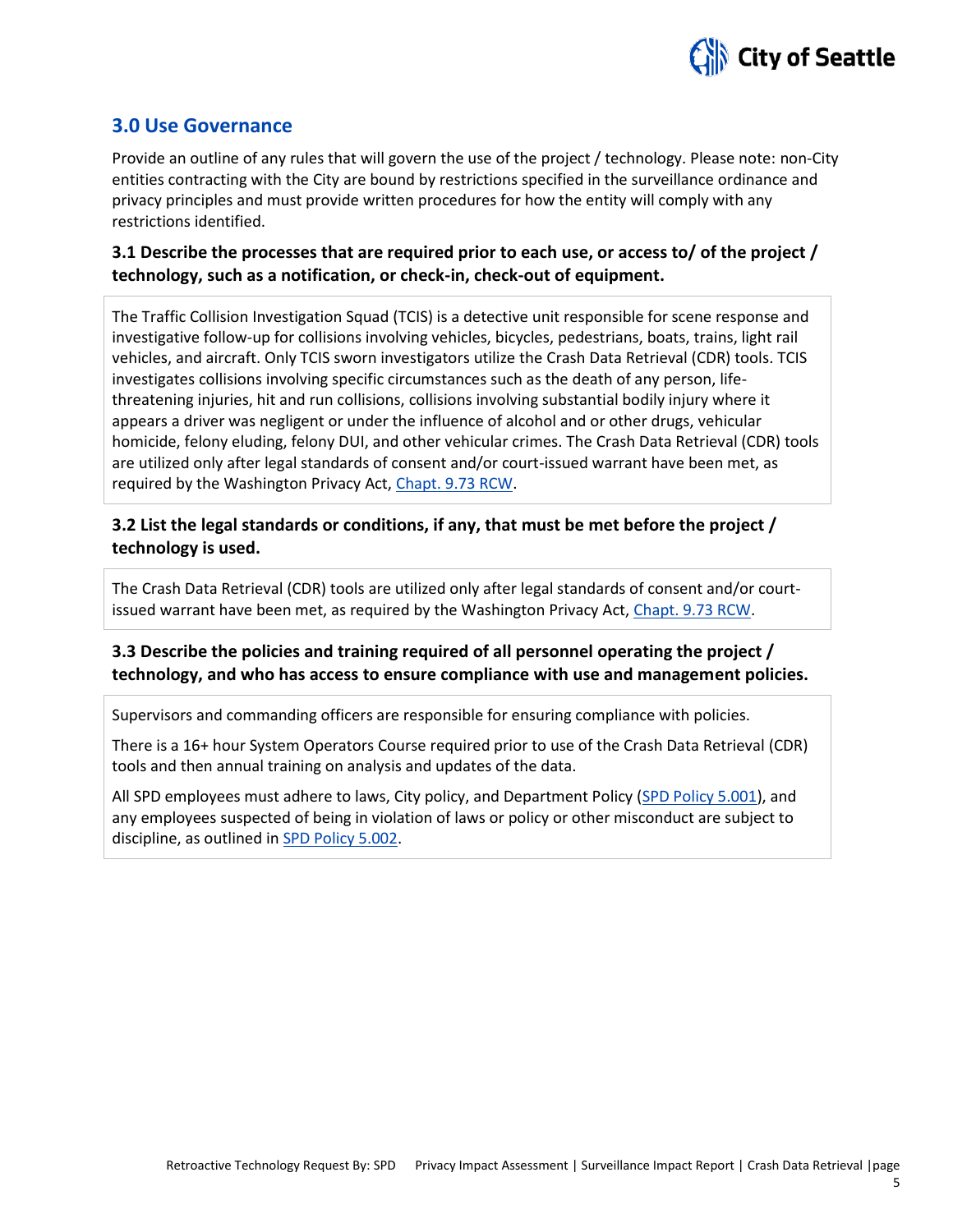## 3.0 Use Governance

Provide an outline of any rules that will govern the use of the project / technology. Please note: non-City entities contracting with the City are bound by restrictions specified in the surveillance ordinance and privacy principles and must provide written procedures for how the entity will comply with any restrictions identified.

### 3.1 Describe the processes that are required prior to each use, or access to/ of the project / technology, such as a notification, or check-in, check-out of equipment.

The Traffic Collision Investigation Squad (TCIS) is a detective unit responsible for scene response and investigative follow-up for collisions involving vehicles, bicycles, pedestrians, boats, trains, light rail vehicles, and aircraft. Only TCIS sworn investigators utilize the Crash Data Retrieval (CDR) tools. TCIS investigates collisions involving specific circumstances such as the death of any person, life-threatening injuries, hit and run collisions, collisions involving substantial bodily injury where it appears a driver was negligent or under the influence of alcohol and or other drugs, vehicular homicide, felony eluding, felony DUI, and other vehicular crimes. The Crash Data Retrieval (CDR) tools are utilized only after legal standards of consent and/or court-issued warrant have been met, as required by the Washington Privacy Act, [Chapt. 9.73 RCW](#).

### 3.2 List the legal standards or conditions, if any, that must be met before the project / technology is used.

The Crash Data Retrieval (CDR) tools are utilized only after legal standards of consent and/or court-issued warrant have been met, as required by the Washington Privacy Act, [Chapt. 9.73 RCW](#).

### 3.3 Describe the policies and training required of all personnel operating the project / technology, and who has access to ensure compliance with use and management policies.

Supervisors and commanding officers are responsible for ensuring compliance with policies.

There is a 16+ hour System Operators Course required prior to use of the Crash Data Retrieval (CDR) tools and then annual training on analysis and updates of the data.

All SPD employees must adhere to laws, City policy, and Department Policy ([SPD Policy 5.001](#)), and any employees suspected of being in violation of laws or policy or other misconduct are subject to discipline, as outlined in [SPD Policy 5.002](#).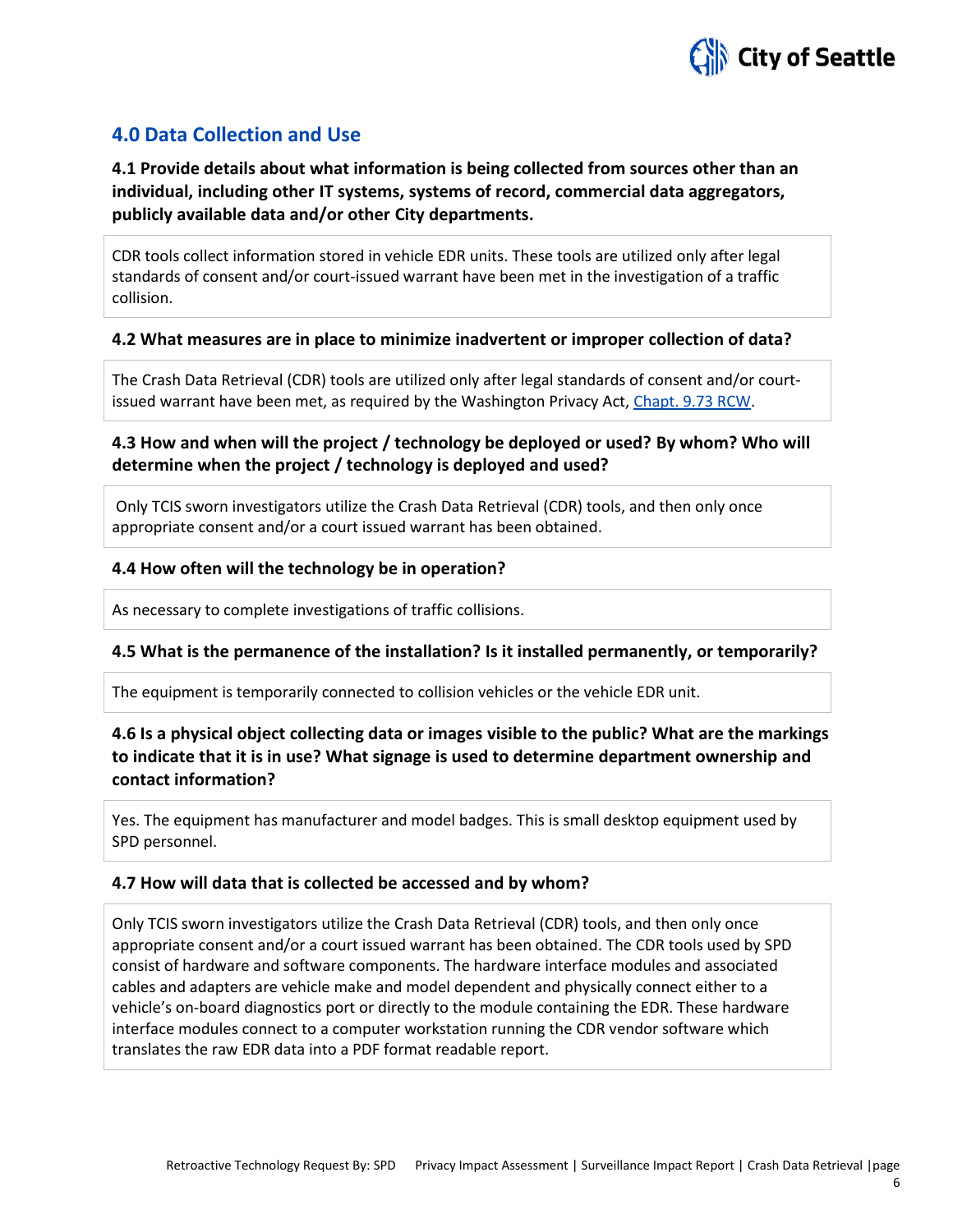## 4.0 Data Collection and Use

### 4.1 Provide details about what information is being collected from sources other than an individual, including other IT systems, systems of record, commercial data aggregators, publicly available data and/or other City departments.

CDR tools collect information stored in vehicle EDR units. These tools are utilized only after legal standards of consent and/or court-issued warrant have been met in the investigation of a traffic collision.

### 4.2 What measures are in place to minimize inadvertent or improper collection of data?

The Crash Data Retrieval (CDR) tools are utilized only after legal standards of consent and/or court-issued warrant have been met, as required by the Washington Privacy Act, [Chapt. 9.73 RCW](#).

### 4.3 How and when will the project / technology be deployed or used? By whom? Who will determine when the project / technology is deployed and used?

Only TCIS sworn investigators utilize the Crash Data Retrieval (CDR) tools, and then only once appropriate consent and/or a court issued warrant has been obtained.

### 4.4 How often will the technology be in operation?

As necessary to complete investigations of traffic collisions.

### 4.5 What is the permanence of the installation? Is it installed permanently, or temporarily?

The equipment is temporarily connected to collision vehicles or the vehicle EDR unit.

### 4.6 Is a physical object collecting data or images visible to the public? What are the markings to indicate that it is in use? What signage is used to determine department ownership and contact information?

Yes. The equipment has manufacturer and model badges. This is small desktop equipment used by SPD personnel.

### 4.7 How will data that is collected be accessed and by whom?

Only TCIS sworn investigators utilize the Crash Data Retrieval (CDR) tools, and then only once appropriate consent and/or a court issued warrant has been obtained. The CDR tools used by SPD consist of hardware and software components. The hardware interface modules and associated cables and adapters are vehicle make and model dependent and physically connect either to a vehicle's on-board diagnostics port or directly to the module containing the EDR. These hardware interface modules connect to a computer workstation running the CDR vendor software which translates the raw EDR data into a PDF format readable report.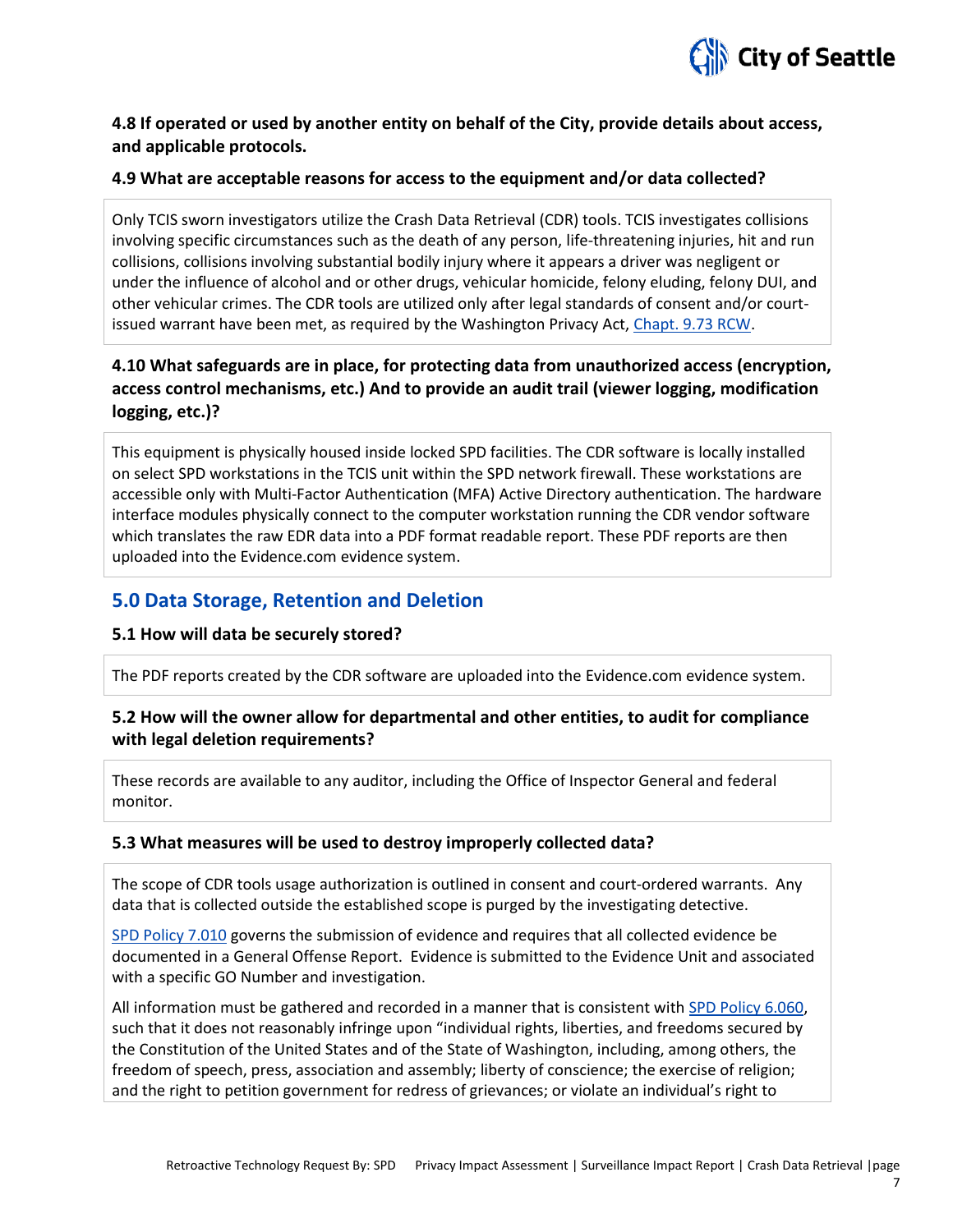**4.8 If operated or used by another entity on behalf of the City, provide details about access, and applicable protocols.**

**4.9 What are acceptable reasons for access to the equipment and/or data collected?**

Only TCIS sworn investigators utilize the Crash Data Retrieval (CDR) tools. TCIS investigates collisions involving specific circumstances such as the death of any person, life-threatening injuries, hit and run collisions, collisions involving substantial bodily injury where it appears a driver was negligent or under the influence of alcohol and or other drugs, vehicular homicide, felony eluding, felony DUI, and other vehicular crimes. The CDR tools are utilized only after legal standards of consent and/or court-issued warrant have been met, as required by the Washington Privacy Act, Chapt. 9.73 RCW.

**4.10 What safeguards are in place, for protecting data from unauthorized access (encryption, access control mechanisms, etc.) And to provide an audit trail (viewer logging, modification logging, etc.)?**

This equipment is physically housed inside locked SPD facilities. The CDR software is locally installed on select SPD workstations in the TCIS unit within the SPD network firewall. These workstations are accessible only with Multi-Factor Authentication (MFA) Active Directory authentication. The hardware interface modules physically connect to the computer workstation running the CDR vendor software which translates the raw EDR data into a PDF format readable report. These PDF reports are then uploaded into the Evidence.com evidence system.

## 5.0 Data Storage, Retention and Deletion

**5.1 How will data be securely stored?**

The PDF reports created by the CDR software are uploaded into the Evidence.com evidence system.

**5.2 How will the owner allow for departmental and other entities, to audit for compliance with legal deletion requirements?**

These records are available to any auditor, including the Office of Inspector General and federal monitor.

**5.3 What measures will be used to destroy improperly collected data?**

The scope of CDR tools usage authorization is outlined in consent and court-ordered warrants. Any data that is collected outside the established scope is purged by the investigating detective.

SPD Policy 7.010 governs the submission of evidence and requires that all collected evidence be documented in a General Offense Report. Evidence is submitted to the Evidence Unit and associated with a specific GO Number and investigation.

All information must be gathered and recorded in a manner that is consistent with SPD Policy 6.060, such that it does not reasonably infringe upon "individual rights, liberties, and freedoms secured by the Constitution of the United States and of the State of Washington, including, among others, the freedom of speech, press, association and assembly; liberty of conscience; the exercise of religion; and the right to petition government for redress of grievances; or violate an individual's right to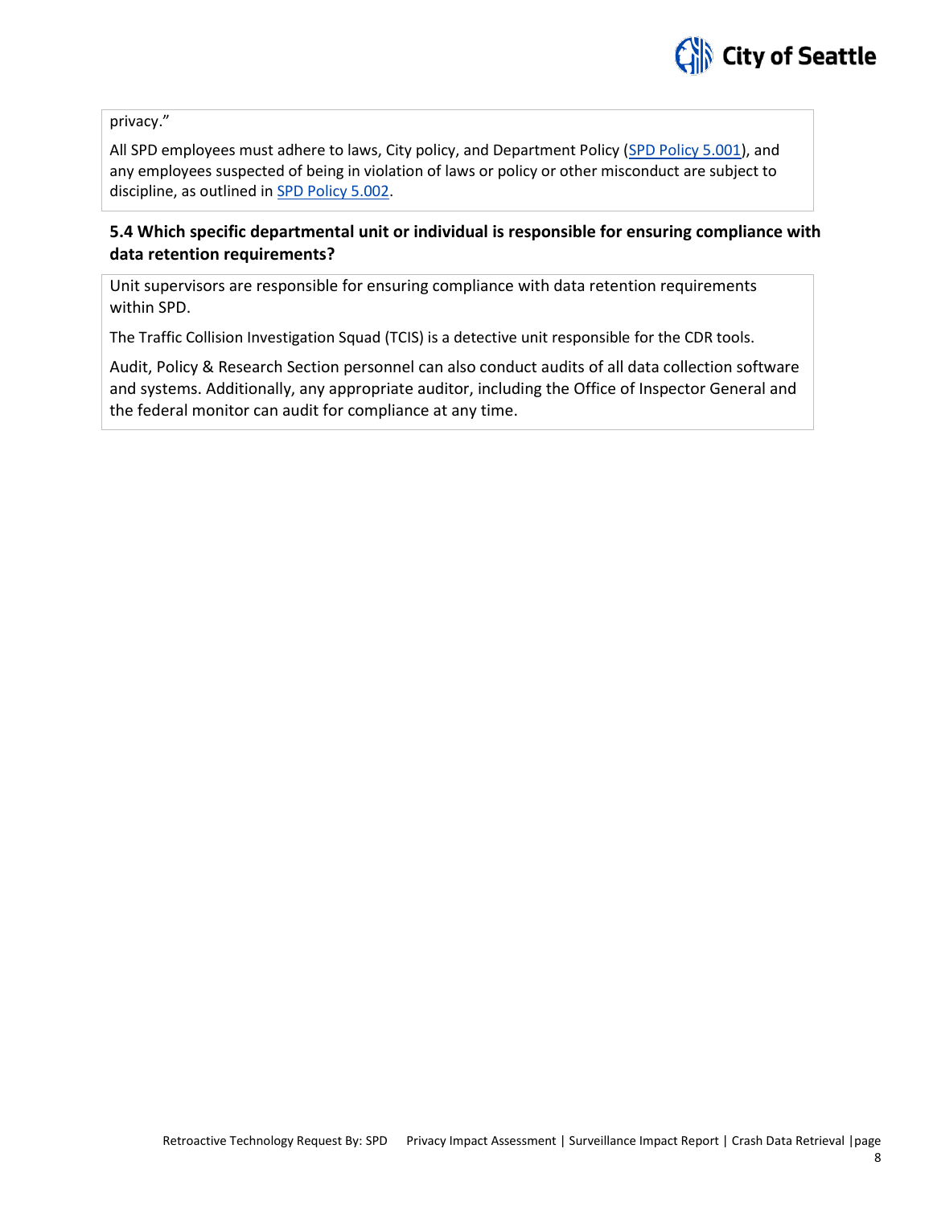privacy."

All SPD employees must adhere to laws, City policy, and Department Policy ([SPD Policy 5.001]), and any employees suspected of being in violation of laws or policy or other misconduct are subject to discipline, as outlined in [SPD Policy 5.002].

**5.4 Which specific departmental unit or individual is responsible for ensuring compliance with data retention requirements?**

Unit supervisors are responsible for ensuring compliance with data retention requirements within SPD.

The Traffic Collision Investigation Squad (TCIS) is a detective unit responsible for the CDR tools.

Audit, Policy & Research Section personnel can also conduct audits of all data collection software and systems. Additionally, any appropriate auditor, including the Office of Inspector General and the federal monitor can audit for compliance at any time.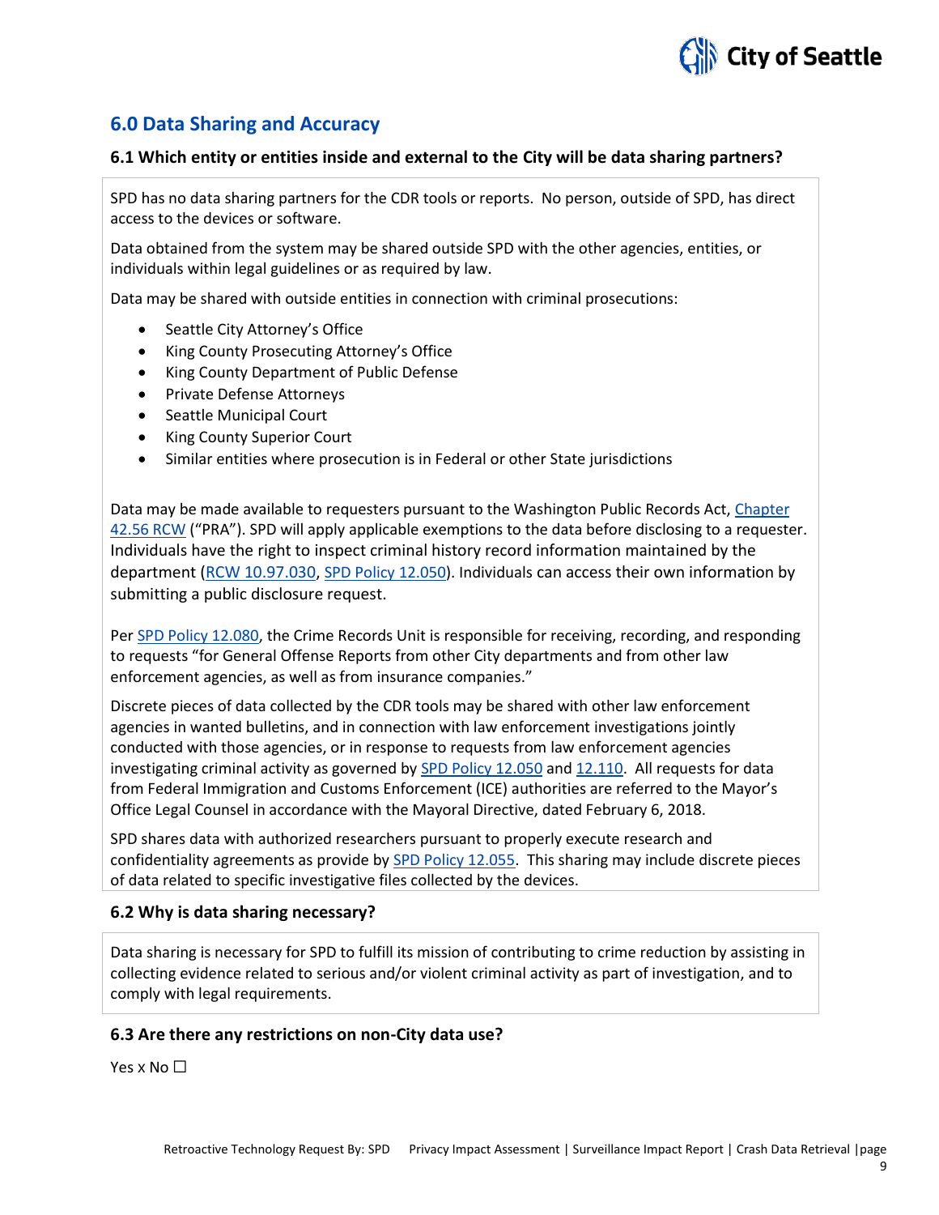## 6.0 Data Sharing and Accuracy

### 6.1 Which entity or entities inside and external to the City will be data sharing partners?

SPD has no data sharing partners for the CDR tools or reports. No person, outside of SPD, has direct access to the devices or software.

Data obtained from the system may be shared outside SPD with the other agencies, entities, or individuals within legal guidelines or as required by law.

Data may be shared with outside entities in connection with criminal prosecutions:

- Seattle City Attorney's Office
- King County Prosecuting Attorney's Office
- King County Department of Public Defense
- Private Defense Attorneys
- Seattle Municipal Court
- King County Superior Court
- Similar entities where prosecution is in Federal or other State jurisdictions

Data may be made available to requesters pursuant to the Washington Public Records Act, Chapter 42.56 RCW ("PRA"). SPD will apply applicable exemptions to the data before disclosing to a requester. Individuals have the right to inspect criminal history record information maintained by the department (RCW 10.97.030, SPD Policy 12.050). Individuals can access their own information by submitting a public disclosure request.

Per SPD Policy 12.080, the Crime Records Unit is responsible for receiving, recording, and responding to requests "for General Offense Reports from other City departments and from other law enforcement agencies, as well as from insurance companies."

Discrete pieces of data collected by the CDR tools may be shared with other law enforcement agencies in wanted bulletins, and in connection with law enforcement investigations jointly conducted with those agencies, or in response to requests from law enforcement agencies investigating criminal activity as governed by SPD Policy 12.050 and 12.110. All requests for data from Federal Immigration and Customs Enforcement (ICE) authorities are referred to the Mayor's Office Legal Counsel in accordance with the Mayoral Directive, dated February 6, 2018.

SPD shares data with authorized researchers pursuant to properly execute research and confidentiality agreements as provide by SPD Policy 12.055. This sharing may include discrete pieces of data related to specific investigative files collected by the devices.

### 6.2 Why is data sharing necessary?

Data sharing is necessary for SPD to fulfill its mission of contributing to crime reduction by assisting in collecting evidence related to serious and/or violent criminal activity as part of investigation, and to comply with legal requirements.

### 6.3 Are there any restrictions on non-City data use?

Yes x No ☐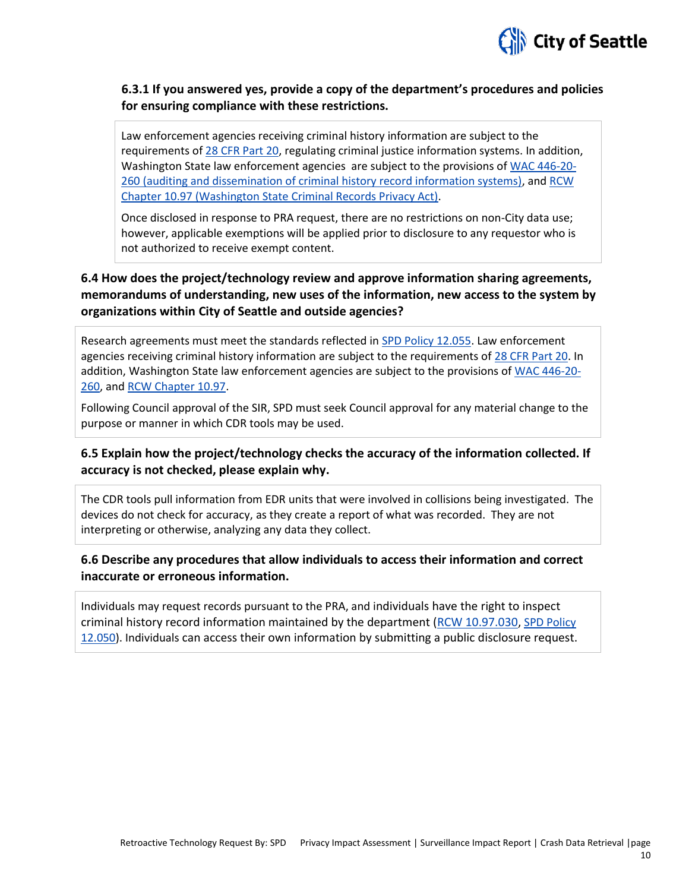### 6.3.1 If you answered yes, provide a copy of the department's procedures and policies for ensuring compliance with these restrictions.

Law enforcement agencies receiving criminal history information are subject to the requirements of 28 CFR Part 20, regulating criminal justice information systems. In addition, Washington State law enforcement agencies are subject to the provisions of WAC 446-20-260 (auditing and dissemination of criminal history record information systems), and RCW Chapter 10.97 (Washington State Criminal Records Privacy Act).

Once disclosed in response to PRA request, there are no restrictions on non-City data use; however, applicable exemptions will be applied prior to disclosure to any requestor who is not authorized to receive exempt content.

### 6.4 How does the project/technology review and approve information sharing agreements, memorandums of understanding, new uses of the information, new access to the system by organizations within City of Seattle and outside agencies?

Research agreements must meet the standards reflected in SPD Policy 12.055. Law enforcement agencies receiving criminal history information are subject to the requirements of 28 CFR Part 20. In addition, Washington State law enforcement agencies are subject to the provisions of WAC 446-20-260, and RCW Chapter 10.97.

Following Council approval of the SIR, SPD must seek Council approval for any material change to the purpose or manner in which CDR tools may be used.

### 6.5 Explain how the project/technology checks the accuracy of the information collected. If accuracy is not checked, please explain why.

The CDR tools pull information from EDR units that were involved in collisions being investigated. The devices do not check for accuracy, as they create a report of what was recorded. They are not interpreting or otherwise, analyzing any data they collect.

### 6.6 Describe any procedures that allow individuals to access their information and correct inaccurate or erroneous information.

Individuals may request records pursuant to the PRA, and individuals have the right to inspect criminal history record information maintained by the department (RCW 10.97.030, SPD Policy 12.050). Individuals can access their own information by submitting a public disclosure request.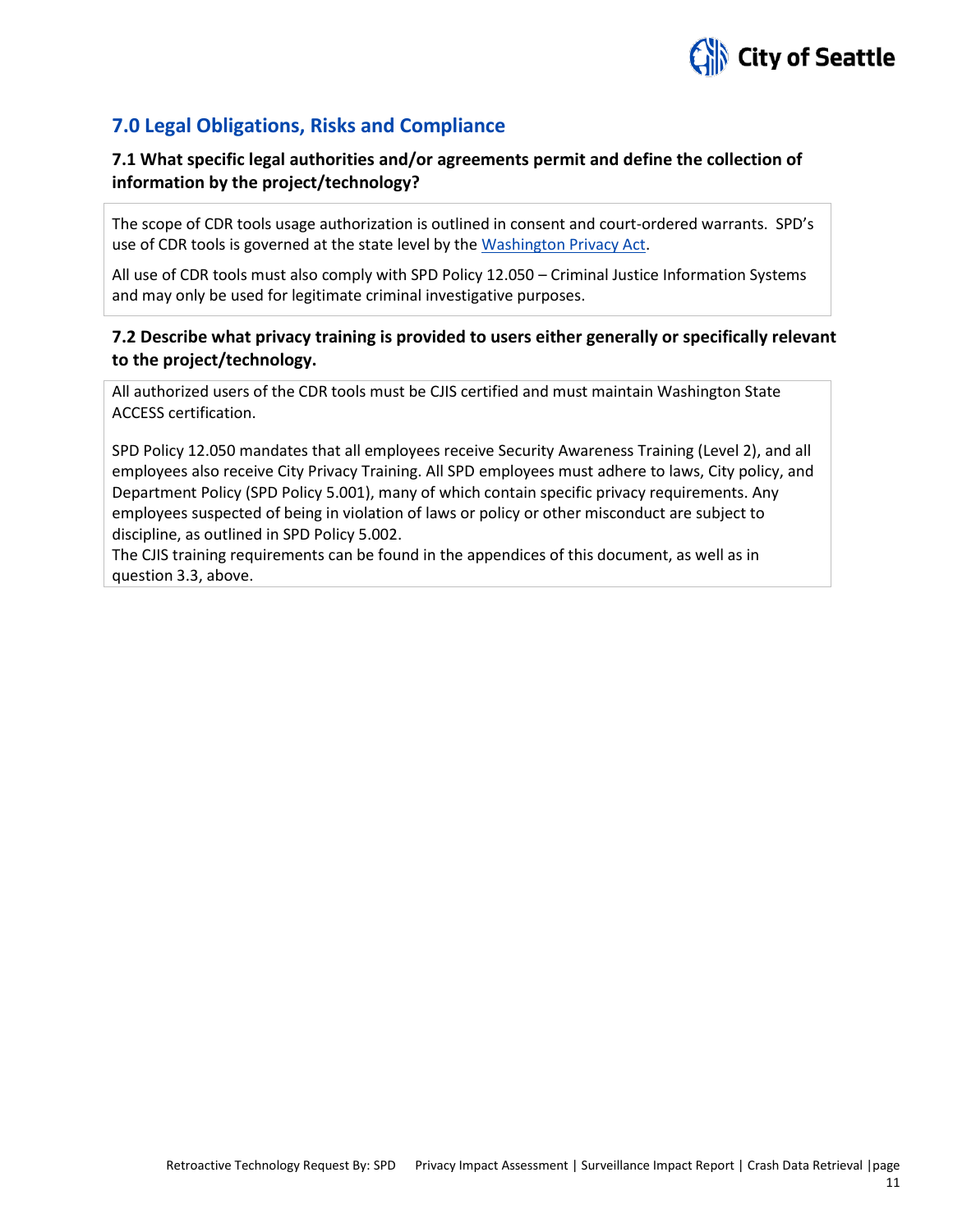## 7.0 Legal Obligations, Risks and Compliance

### 7.1 What specific legal authorities and/or agreements permit and define the collection of information by the project/technology?

The scope of CDR tools usage authorization is outlined in consent and court-ordered warrants. SPD's use of CDR tools is governed at the state level by the Washington Privacy Act.

All use of CDR tools must also comply with SPD Policy 12.050 – Criminal Justice Information Systems and may only be used for legitimate criminal investigative purposes.

### 7.2 Describe what privacy training is provided to users either generally or specifically relevant to the project/technology.

All authorized users of the CDR tools must be CJIS certified and must maintain Washington State ACCESS certification.

SPD Policy 12.050 mandates that all employees receive Security Awareness Training (Level 2), and all employees also receive City Privacy Training. All SPD employees must adhere to laws, City policy, and Department Policy (SPD Policy 5.001), many of which contain specific privacy requirements. Any employees suspected of being in violation of laws or policy or other misconduct are subject to discipline, as outlined in SPD Policy 5.002.
The CJIS training requirements can be found in the appendices of this document, as well as in question 3.3, above.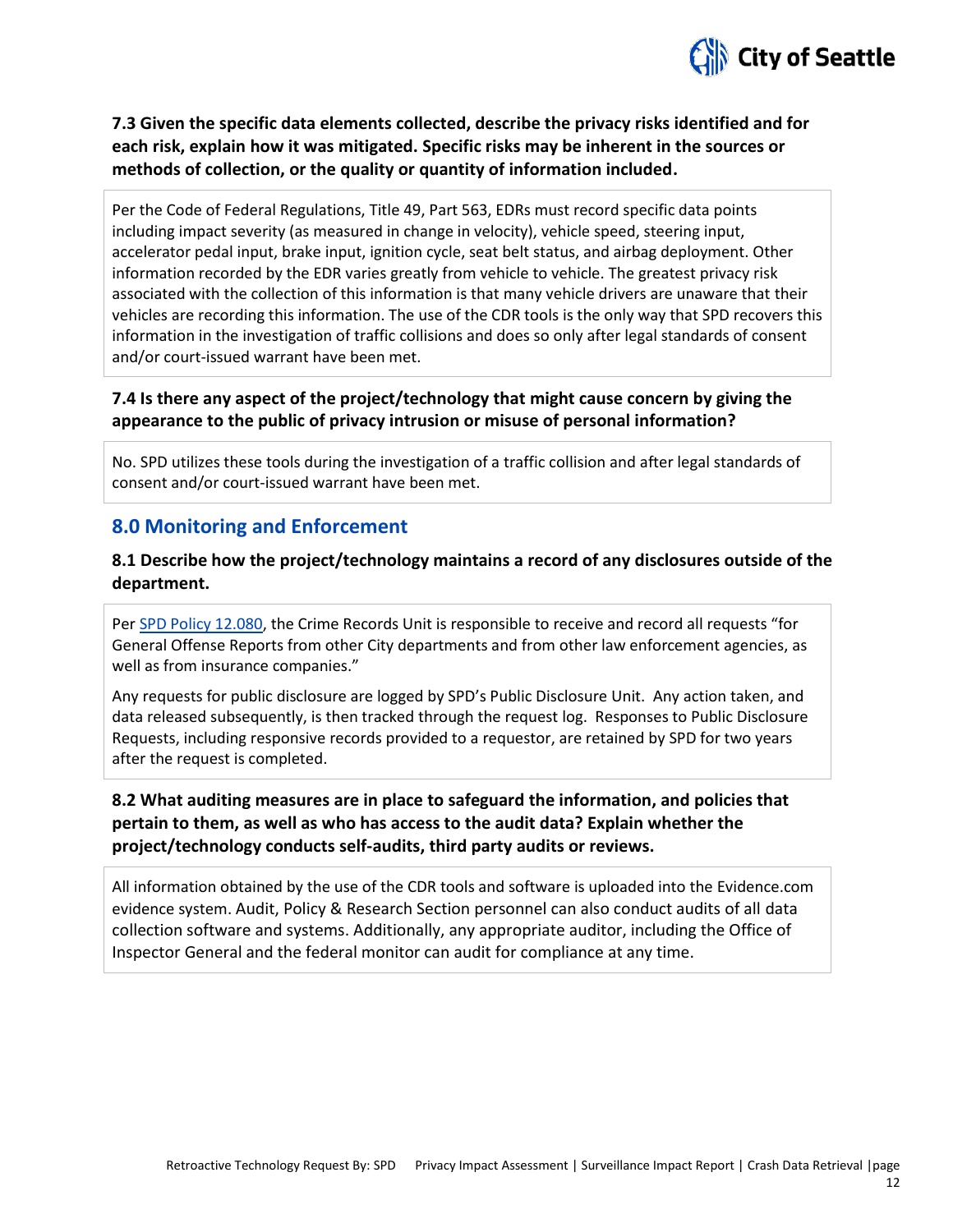### 7.3 Given the specific data elements collected, describe the privacy risks identified and for each risk, explain how it was mitigated. Specific risks may be inherent in the sources or methods of collection, or the quality or quantity of information included.

Per the Code of Federal Regulations, Title 49, Part 563, EDRs must record specific data points including impact severity (as measured in change in velocity), vehicle speed, steering input, accelerator pedal input, brake input, ignition cycle, seat belt status, and airbag deployment. Other information recorded by the EDR varies greatly from vehicle to vehicle. The greatest privacy risk associated with the collection of this information is that many vehicle drivers are unaware that their vehicles are recording this information. The use of the CDR tools is the only way that SPD recovers this information in the investigation of traffic collisions and does so only after legal standards of consent and/or court-issued warrant have been met.

### 7.4 Is there any aspect of the project/technology that might cause concern by giving the appearance to the public of privacy intrusion or misuse of personal information?

No. SPD utilizes these tools during the investigation of a traffic collision and after legal standards of consent and/or court-issued warrant have been met.

## 8.0 Monitoring and Enforcement

### 8.1 Describe how the project/technology maintains a record of any disclosures outside of the department.

Per SPD Policy 12.080, the Crime Records Unit is responsible to receive and record all requests "for General Offense Reports from other City departments and from other law enforcement agencies, as well as from insurance companies."

Any requests for public disclosure are logged by SPD's Public Disclosure Unit. Any action taken, and data released subsequently, is then tracked through the request log. Responses to Public Disclosure Requests, including responsive records provided to a requestor, are retained by SPD for two years after the request is completed.

### 8.2 What auditing measures are in place to safeguard the information, and policies that pertain to them, as well as who has access to the audit data? Explain whether the project/technology conducts self-audits, third party audits or reviews.

All information obtained by the use of the CDR tools and software is uploaded into the Evidence.com evidence system. Audit, Policy & Research Section personnel can also conduct audits of all data collection software and systems. Additionally, any appropriate auditor, including the Office of Inspector General and the federal monitor can audit for compliance at any time.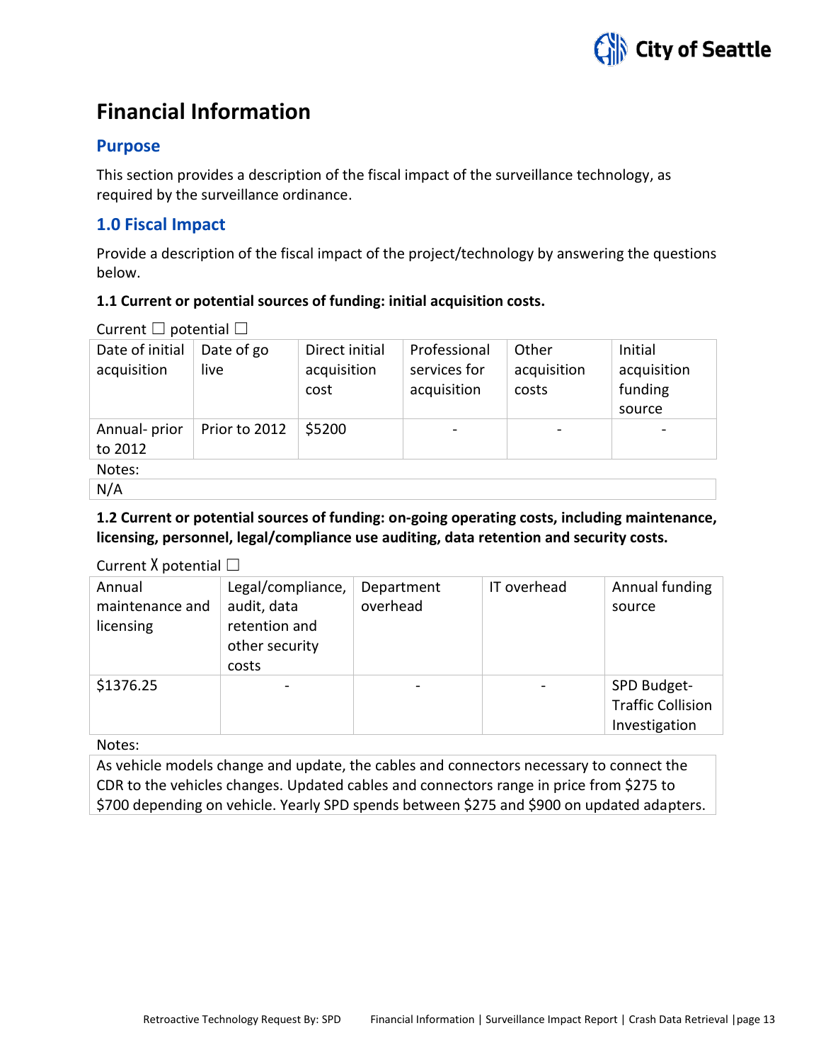# Financial Information

## Purpose

This section provides a description of the fiscal impact of the surveillance technology, as required by the surveillance ordinance.

## 1.0 Fiscal Impact

Provide a description of the fiscal impact of the project/technology by answering the questions below.

**1.1 Current or potential sources of funding: initial acquisition costs.**

Current ☐ potential ☐

| Date of initial acquisition | Date of go live | Direct initial acquisition cost | Professional services for acquisition | Other acquisition costs | Initial acquisition funding source |
|---|---|---|---|---|---|
| Annual- prior to 2012 | Prior to 2012 | $5200 | - | - | - |

Notes:

N/A

**1.2 Current or potential sources of funding: on-going operating costs, including maintenance, licensing, personnel, legal/compliance use auditing, data retention and security costs.**

Current X potential ☐

| Annual maintenance and licensing | Legal/compliance, audit, data retention and other security costs | Department overhead | IT overhead | Annual funding source |
|---|---|---|---|---|
| $1376.25 | - | - | - | SPD Budget- Traffic Collision Investigation |

Notes:

As vehicle models change and update, the cables and connectors necessary to connect the CDR to the vehicles changes. Updated cables and connectors range in price from $275 to $700 depending on vehicle. Yearly SPD spends between $275 and $900 on updated adapters.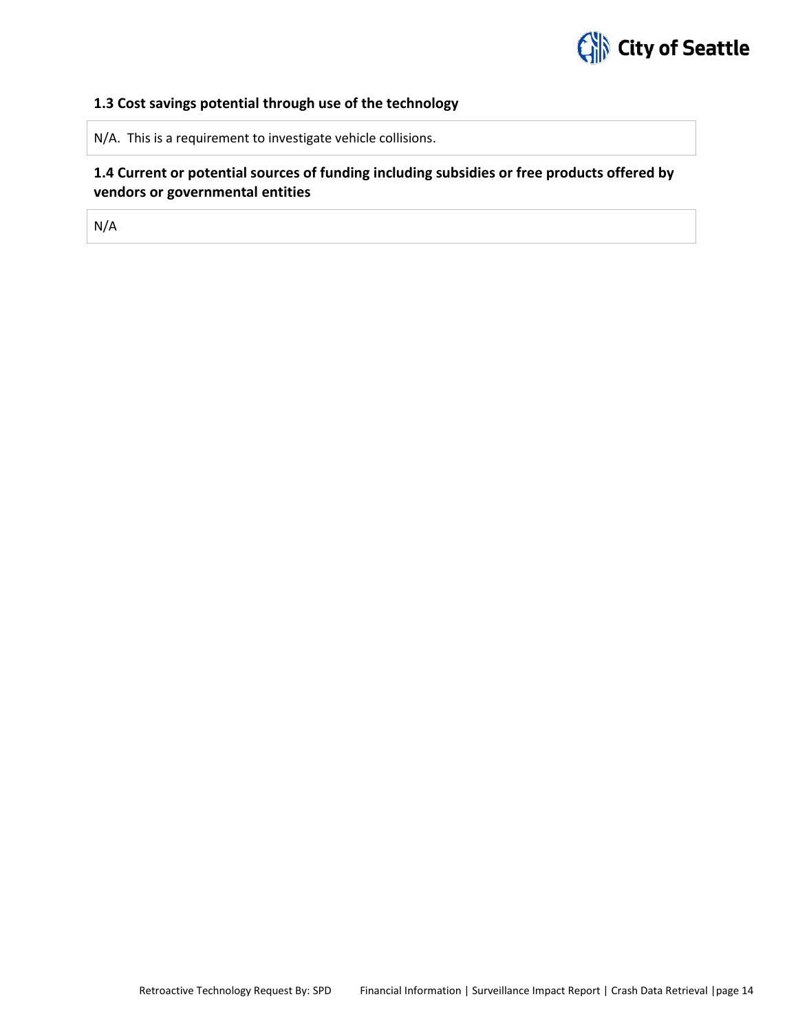### 1.3 Cost savings potential through use of the technology

| |
|---|
| N/A. This is a requirement to investigate vehicle collisions. |

### 1.4 Current or potential sources of funding including subsidies or free products offered by vendors or governmental entities

| |
|---|
| N/A |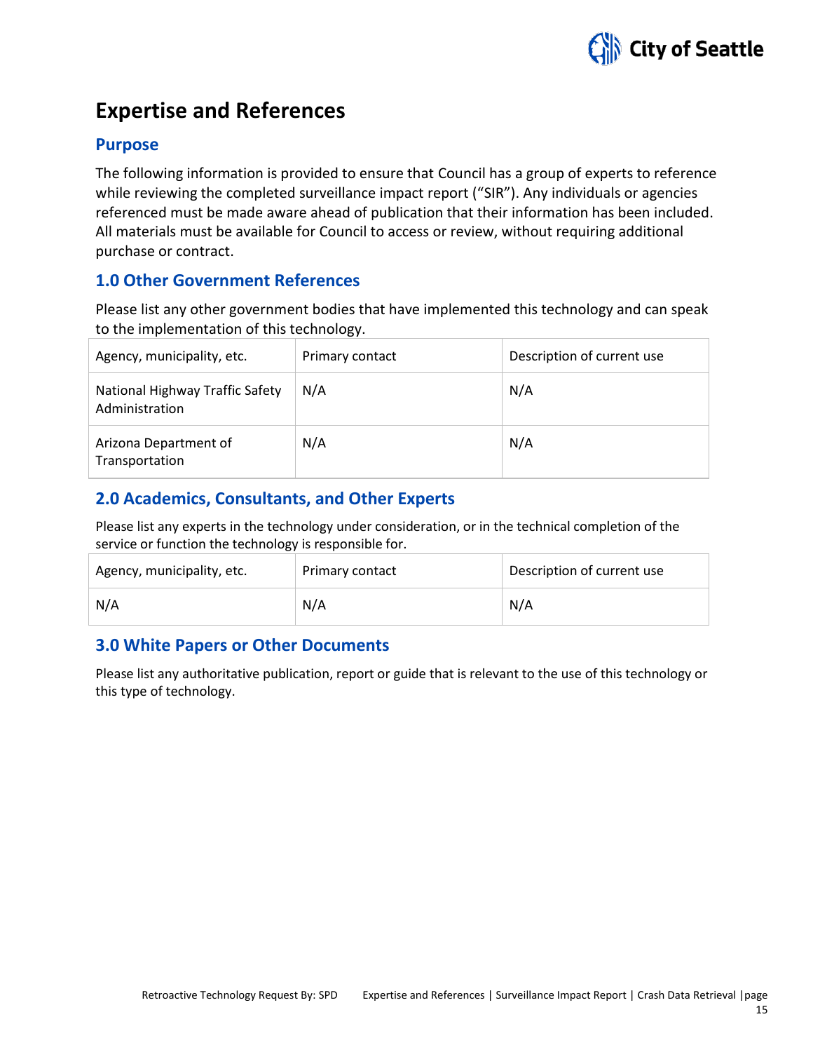# Expertise and References

## Purpose

The following information is provided to ensure that Council has a group of experts to reference while reviewing the completed surveillance impact report ("SIR"). Any individuals or agencies referenced must be made aware ahead of publication that their information has been included. All materials must be available for Council to access or review, without requiring additional purchase or contract.

## 1.0 Other Government References

Please list any other government bodies that have implemented this technology and can speak to the implementation of this technology.

| Agency, municipality, etc. | Primary contact | Description of current use |
|---|---|---|
| National Highway Traffic Safety Administration | N/A | N/A |
| Arizona Department of Transportation | N/A | N/A |

## 2.0 Academics, Consultants, and Other Experts

Please list any experts in the technology under consideration, or in the technical completion of the service or function the technology is responsible for.

| Agency, municipality, etc. | Primary contact | Description of current use |
|---|---|---|
| N/A | N/A | N/A |

## 3.0 White Papers or Other Documents

Please list any authoritative publication, report or guide that is relevant to the use of this technology or this type of technology.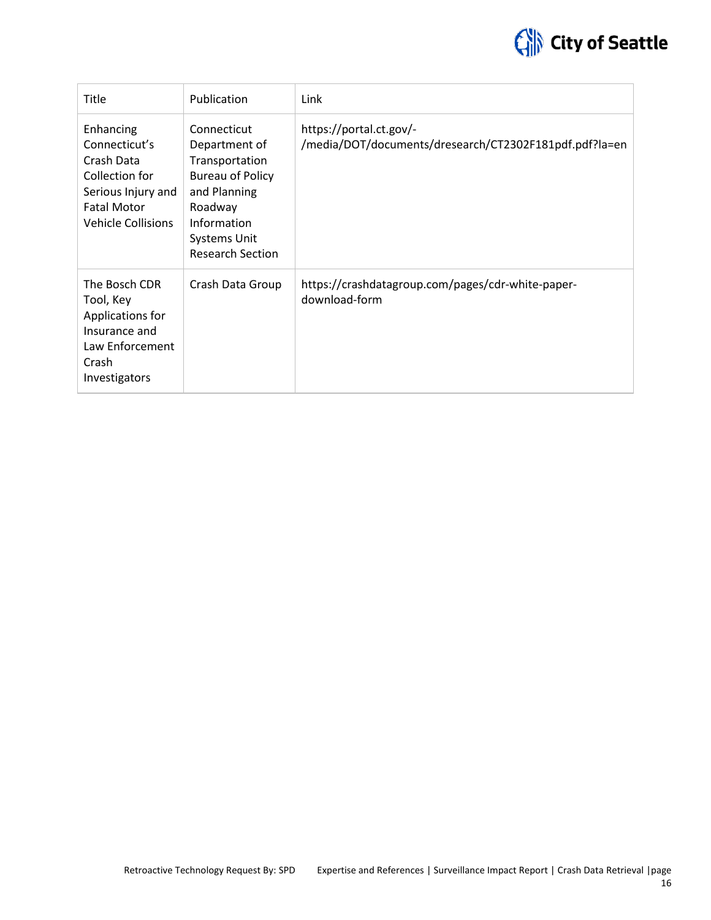| Title | Publication | Link |
|---|---|---|
| Enhancing Connecticut's Crash Data Collection for Serious Injury and Fatal Motor Vehicle Collisions | Connecticut Department of Transportation Bureau of Policy and Planning Roadway Information Systems Unit Research Section | https://portal.ct.gov/-/media/DOT/documents/dresearch/CT2302F181pdf.pdf?la=en |
| The Bosch CDR Tool, Key Applications for Insurance and Law Enforcement Crash Investigators | Crash Data Group | https://crashdatagroup.com/pages/cdr-white-paper-download-form |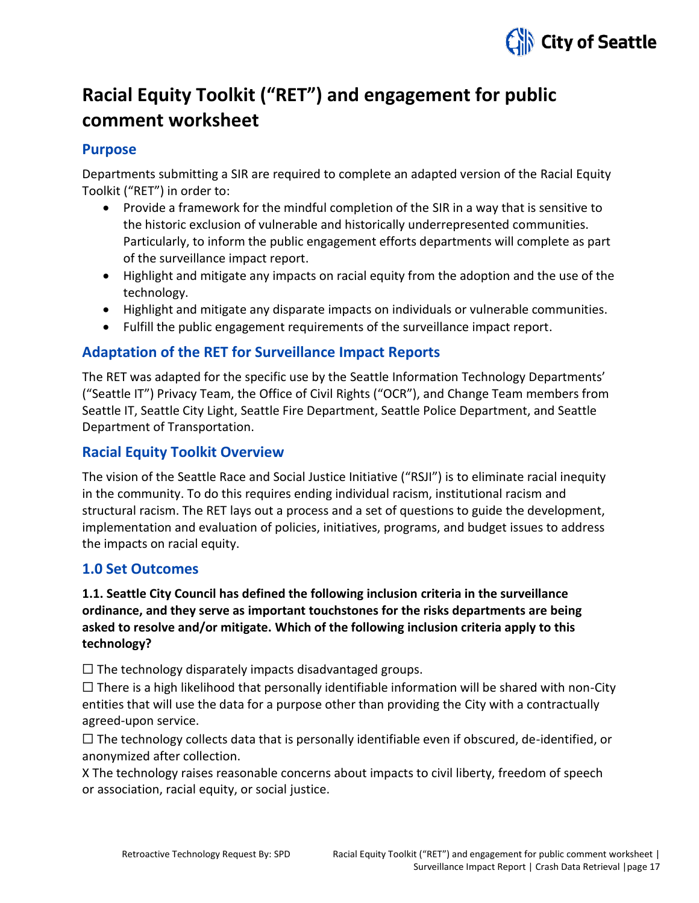# Racial Equity Toolkit ("RET") and engagement for public comment worksheet

## Purpose

Departments submitting a SIR are required to complete an adapted version of the Racial Equity Toolkit ("RET") in order to:

- Provide a framework for the mindful completion of the SIR in a way that is sensitive to the historic exclusion of vulnerable and historically underrepresented communities. Particularly, to inform the public engagement efforts departments will complete as part of the surveillance impact report.
- Highlight and mitigate any impacts on racial equity from the adoption and the use of the technology.
- Highlight and mitigate any disparate impacts on individuals or vulnerable communities.
- Fulfill the public engagement requirements of the surveillance impact report.

## Adaptation of the RET for Surveillance Impact Reports

The RET was adapted for the specific use by the Seattle Information Technology Departments' ("Seattle IT") Privacy Team, the Office of Civil Rights ("OCR"), and Change Team members from Seattle IT, Seattle City Light, Seattle Fire Department, Seattle Police Department, and Seattle Department of Transportation.

## Racial Equity Toolkit Overview

The vision of the Seattle Race and Social Justice Initiative ("RSJI") is to eliminate racial inequity in the community. To do this requires ending individual racism, institutional racism and structural racism. The RET lays out a process and a set of questions to guide the development, implementation and evaluation of policies, initiatives, programs, and budget issues to address the impacts on racial equity.

## 1.0 Set Outcomes

**1.1. Seattle City Council has defined the following inclusion criteria in the surveillance ordinance, and they serve as important touchstones for the risks departments are being asked to resolve and/or mitigate. Which of the following inclusion criteria apply to this technology?**

☐ The technology disparately impacts disadvantaged groups.

☐ There is a high likelihood that personally identifiable information will be shared with non-City entities that will use the data for a purpose other than providing the City with a contractually agreed-upon service.

☐ The technology collects data that is personally identifiable even if obscured, de-identified, or anonymized after collection.

X The technology raises reasonable concerns about impacts to civil liberty, freedom of speech or association, racial equity, or social justice.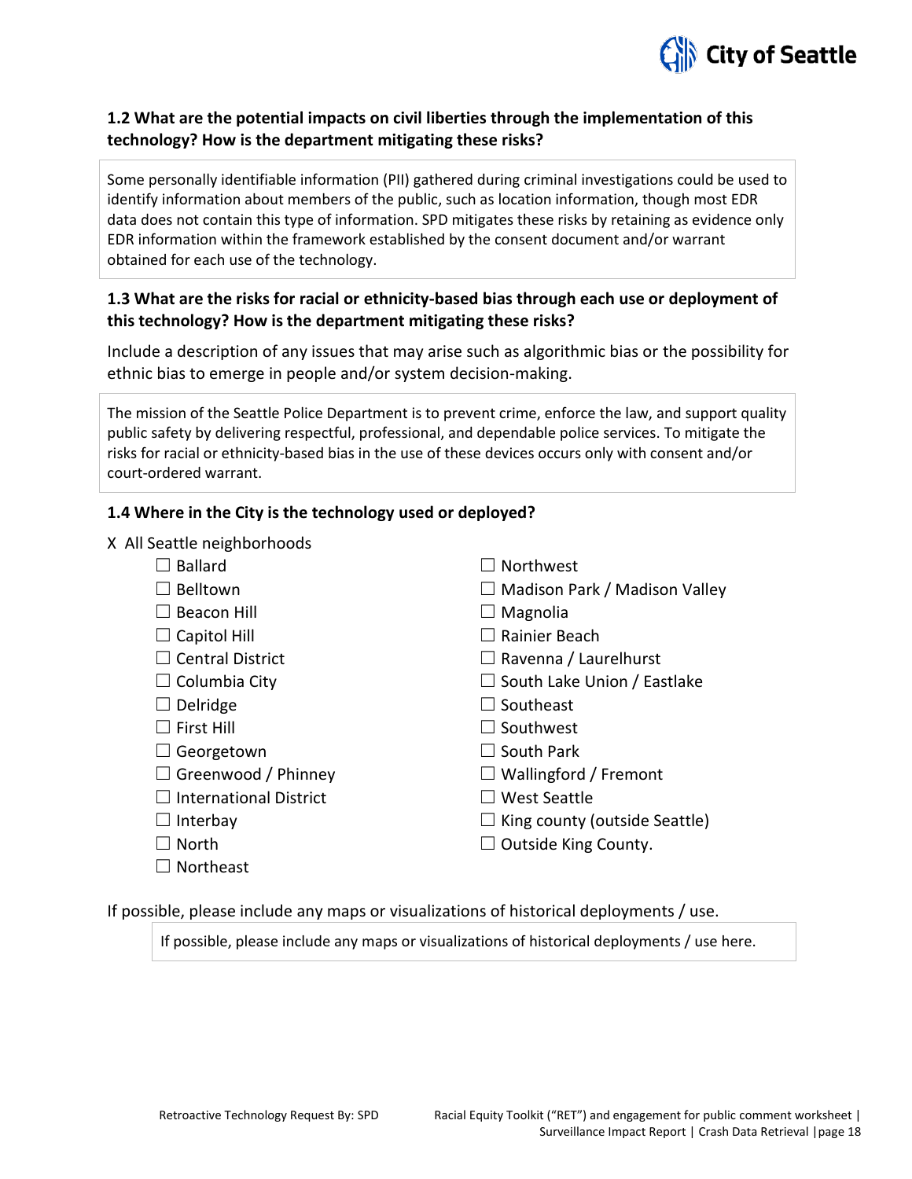### 1.2 What are the potential impacts on civil liberties through the implementation of this technology? How is the department mitigating these risks?

Some personally identifiable information (PII) gathered during criminal investigations could be used to identify information about members of the public, such as location information, though most EDR data does not contain this type of information. SPD mitigates these risks by retaining as evidence only EDR information within the framework established by the consent document and/or warrant obtained for each use of the technology.

### 1.3 What are the risks for racial or ethnicity-based bias through each use or deployment of this technology? How is the department mitigating these risks?

Include a description of any issues that may arise such as algorithmic bias or the possibility for ethnic bias to emerge in people and/or system decision-making.

The mission of the Seattle Police Department is to prevent crime, enforce the law, and support quality public safety by delivering respectful, professional, and dependable police services. To mitigate the risks for racial or ethnicity-based bias in the use of these devices occurs only with consent and/or court-ordered warrant.

### 1.4 Where in the City is the technology used or deployed?

X All Seattle neighborhoods

- ☐ Ballard
- ☐ Belltown
- ☐ Beacon Hill
- ☐ Capitol Hill
- ☐ Central District
- ☐ Columbia City
- ☐ Delridge
- ☐ First Hill
- ☐ Georgetown
- ☐ Greenwood / Phinney
- ☐ International District
- ☐ Interbay
- ☐ North
- ☐ Northeast
- ☐ Northwest
- ☐ Madison Park / Madison Valley
- ☐ Magnolia
- ☐ Rainier Beach
- ☐ Ravenna / Laurelhurst
- ☐ South Lake Union / Eastlake
- ☐ Southeast
- ☐ Southwest
- ☐ South Park
- ☐ Wallingford / Fremont
- ☐ West Seattle
- ☐ King county (outside Seattle)
- ☐ Outside King County.

If possible, please include any maps or visualizations of historical deployments / use.

If possible, please include any maps or visualizations of historical deployments / use here.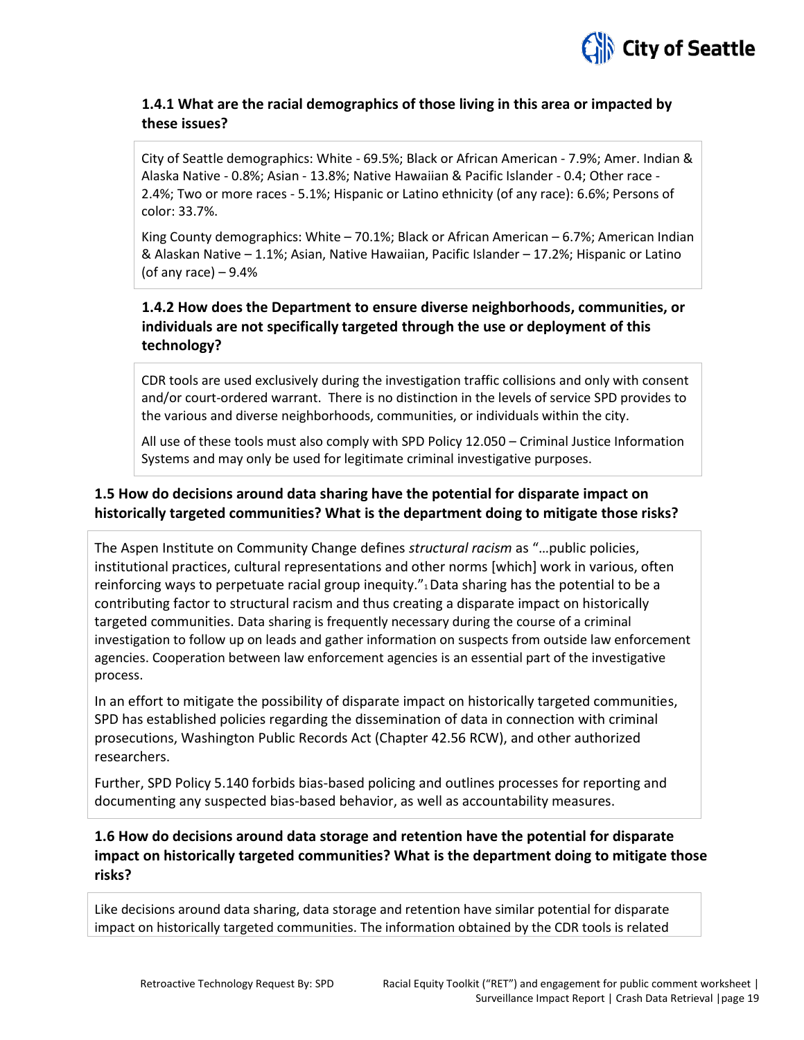### 1.4.1 What are the racial demographics of those living in this area or impacted by these issues?

City of Seattle demographics: White - 69.5%; Black or African American - 7.9%; Amer. Indian & Alaska Native - 0.8%; Asian - 13.8%; Native Hawaiian & Pacific Islander - 0.4; Other race - 2.4%; Two or more races - 5.1%; Hispanic or Latino ethnicity (of any race): 6.6%; Persons of color: 33.7%.

King County demographics: White – 70.1%; Black or African American – 6.7%; American Indian & Alaskan Native – 1.1%; Asian, Native Hawaiian, Pacific Islander – 17.2%; Hispanic or Latino (of any race) – 9.4%

### 1.4.2 How does the Department to ensure diverse neighborhoods, communities, or individuals are not specifically targeted through the use or deployment of this technology?

CDR tools are used exclusively during the investigation traffic collisions and only with consent and/or court-ordered warrant. There is no distinction in the levels of service SPD provides to the various and diverse neighborhoods, communities, or individuals within the city.

All use of these tools must also comply with SPD Policy 12.050 – Criminal Justice Information Systems and may only be used for legitimate criminal investigative purposes.

## 1.5 How do decisions around data sharing have the potential for disparate impact on historically targeted communities? What is the department doing to mitigate those risks?

The Aspen Institute on Community Change defines *structural racism* as "…public policies, institutional practices, cultural representations and other norms [which] work in various, often reinforcing ways to perpetuate racial group inequity."[1] Data sharing has the potential to be a contributing factor to structural racism and thus creating a disparate impact on historically targeted communities. Data sharing is frequently necessary during the course of a criminal investigation to follow up on leads and gather information on suspects from outside law enforcement agencies. Cooperation between law enforcement agencies is an essential part of the investigative process.

In an effort to mitigate the possibility of disparate impact on historically targeted communities, SPD has established policies regarding the dissemination of data in connection with criminal prosecutions, Washington Public Records Act (Chapter 42.56 RCW), and other authorized researchers.

Further, SPD Policy 5.140 forbids bias-based policing and outlines processes for reporting and documenting any suspected bias-based behavior, as well as accountability measures.

## 1.6 How do decisions around data storage and retention have the potential for disparate impact on historically targeted communities? What is the department doing to mitigate those risks?

Like decisions around data sharing, data storage and retention have similar potential for disparate impact on historically targeted communities. The information obtained by the CDR tools is related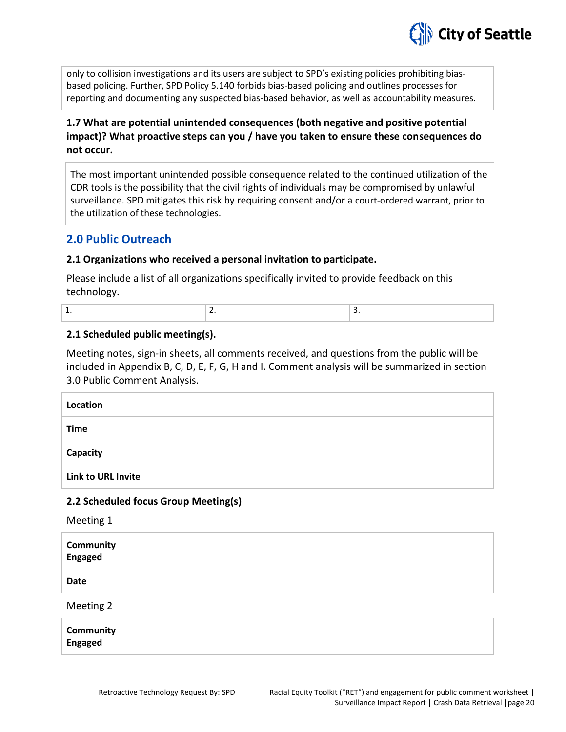only to collision investigations and its users are subject to SPD's existing policies prohibiting bias-based policing. Further, SPD Policy 5.140 forbids bias-based policing and outlines processes for reporting and documenting any suspected bias-based behavior, as well as accountability measures.

**1.7 What are potential unintended consequences (both negative and positive potential impact)? What proactive steps can you / have you taken to ensure these consequences do not occur.**

The most important unintended possible consequence related to the continued utilization of the CDR tools is the possibility that the civil rights of individuals may be compromised by unlawful surveillance. SPD mitigates this risk by requiring consent and/or a court-ordered warrant, prior to the utilization of these technologies.

## 2.0 Public Outreach

**2.1 Organizations who received a personal invitation to participate.**

Please include a list of all organizations specifically invited to provide feedback on this technology.

| | | |
|---|---|---|
| 1. | 2. | 3. |

**2.1 Scheduled public meeting(s).**

Meeting notes, sign-in sheets, all comments received, and questions from the public will be included in Appendix B, C, D, E, F, G, H and I. Comment analysis will be summarized in section 3.0 Public Comment Analysis.

| | |
|---|---|
| **Location** | |
| **Time** | |
| **Capacity** | |
| **Link to URL Invite** | |

**2.2 Scheduled focus Group Meeting(s)**

Meeting 1

| | |
|---|---|
| **Community Engaged** | |
| **Date** | |

Meeting 2

| | |
|---|---|
| **Community Engaged** | |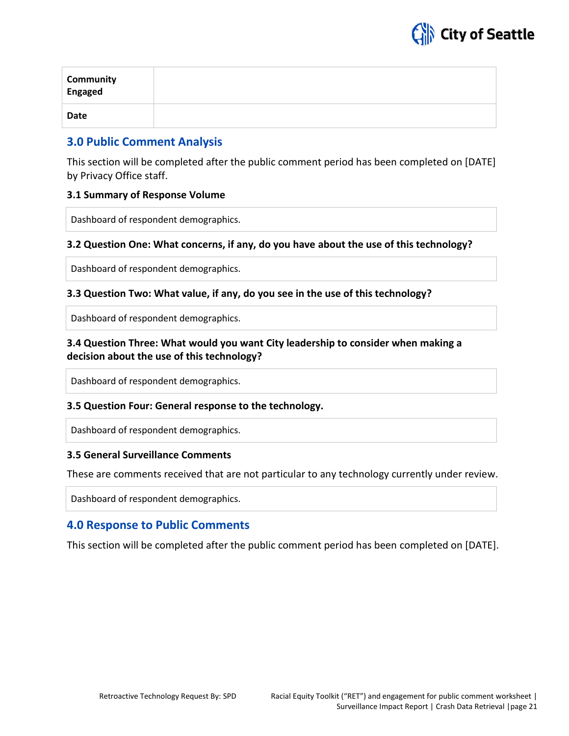| | |
|---|---|
| **Community Engaged** | |
| **Date** | |

## 3.0 Public Comment Analysis

This section will be completed after the public comment period has been completed on [DATE] by Privacy Office staff.

### 3.1 Summary of Response Volume

| |
|---|
| Dashboard of respondent demographics. |

### 3.2 Question One: What concerns, if any, do you have about the use of this technology?

| |
|---|
| Dashboard of respondent demographics. |

### 3.3 Question Two: What value, if any, do you see in the use of this technology?

| |
|---|
| Dashboard of respondent demographics. |

### 3.4 Question Three: What would you want City leadership to consider when making a decision about the use of this technology?

| |
|---|
| Dashboard of respondent demographics. |

### 3.5 Question Four: General response to the technology.

| |
|---|
| Dashboard of respondent demographics. |

### 3.5 General Surveillance Comments

These are comments received that are not particular to any technology currently under review.

| |
|---|
| Dashboard of respondent demographics. |

## 4.0 Response to Public Comments

This section will be completed after the public comment period has been completed on [DATE].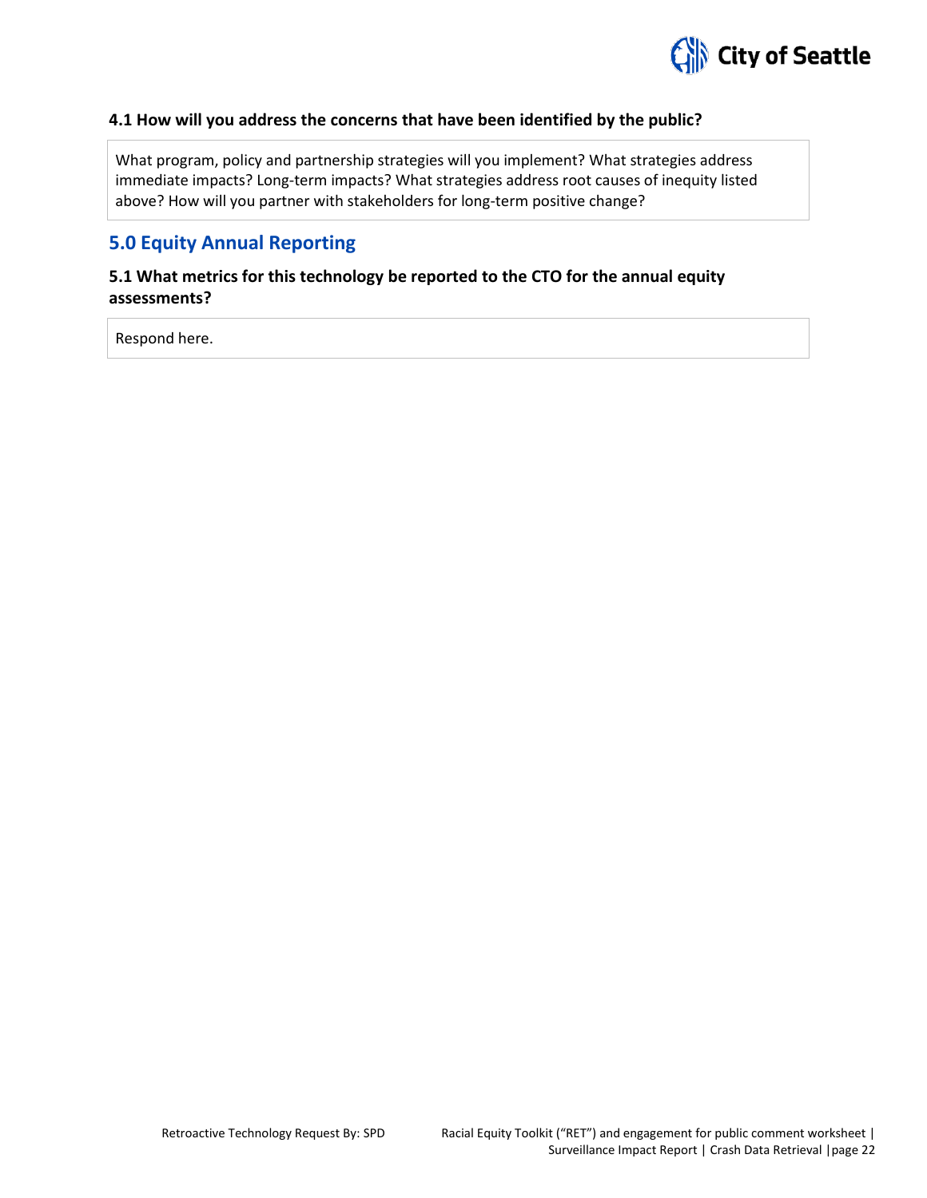#### 4.1 How will you address the concerns that have been identified by the public?

| |
|---|
| What program, policy and partnership strategies will you implement? What strategies address immediate impacts? Long-term impacts? What strategies address root causes of inequity listed above? How will you partner with stakeholders for long-term positive change? |

## 5.0 Equity Annual Reporting

#### 5.1 What metrics for this technology be reported to the CTO for the annual equity assessments?

| |
|---|
| Respond here. |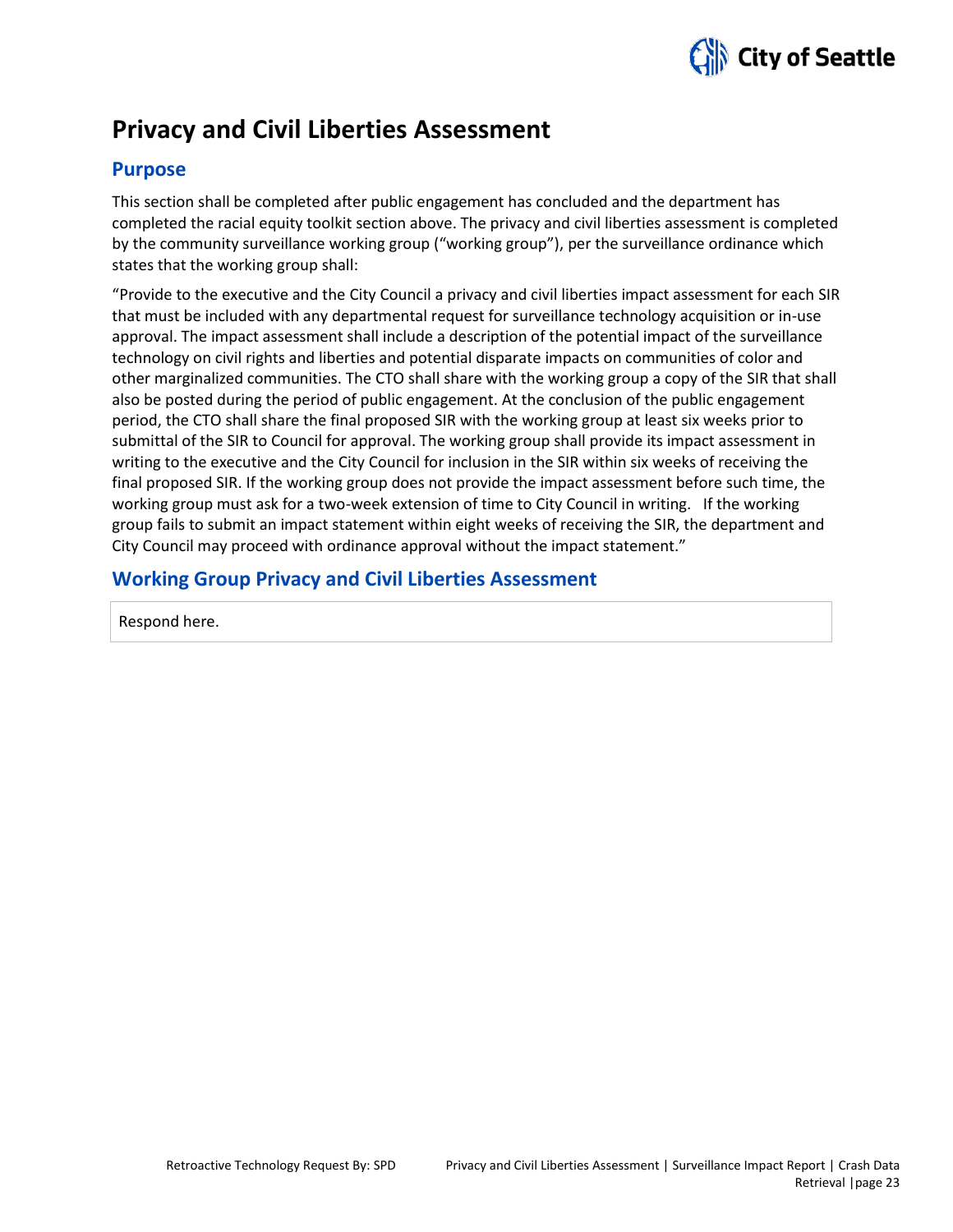# Privacy and Civil Liberties Assessment

## Purpose

This section shall be completed after public engagement has concluded and the department has completed the racial equity toolkit section above. The privacy and civil liberties assessment is completed by the community surveillance working group ("working group"), per the surveillance ordinance which states that the working group shall:

"Provide to the executive and the City Council a privacy and civil liberties impact assessment for each SIR that must be included with any departmental request for surveillance technology acquisition or in-use approval. The impact assessment shall include a description of the potential impact of the surveillance technology on civil rights and liberties and potential disparate impacts on communities of color and other marginalized communities. The CTO shall share with the working group a copy of the SIR that shall also be posted during the period of public engagement. At the conclusion of the public engagement period, the CTO shall share the final proposed SIR with the working group at least six weeks prior to submittal of the SIR to Council for approval. The working group shall provide its impact assessment in writing to the executive and the City Council for inclusion in the SIR within six weeks of receiving the final proposed SIR. If the working group does not provide the impact assessment before such time, the working group must ask for a two-week extension of time to City Council in writing. If the working group fails to submit an impact statement within eight weeks of receiving the SIR, the department and City Council may proceed with ordinance approval without the impact statement."

## Working Group Privacy and Civil Liberties Assessment

| |
|---|
| Respond here. |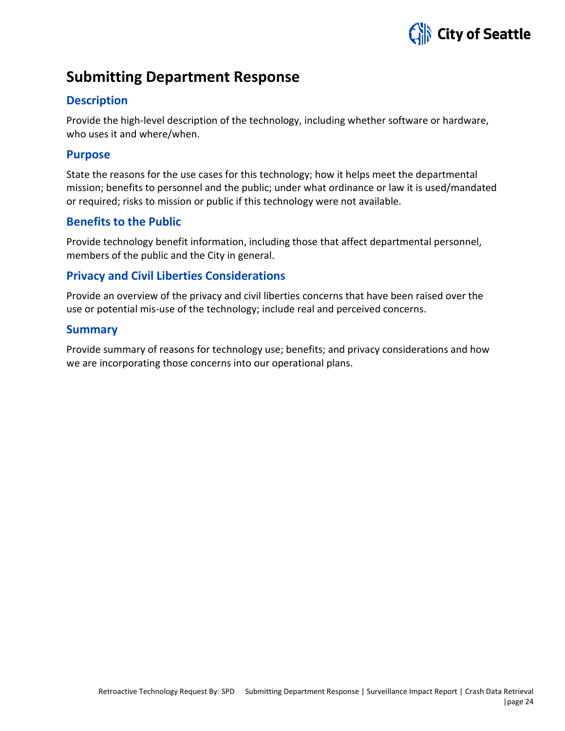# Submitting Department Response

## Description

Provide the high-level description of the technology, including whether software or hardware, who uses it and where/when.

## Purpose

State the reasons for the use cases for this technology; how it helps meet the departmental mission; benefits to personnel and the public; under what ordinance or law it is used/mandated or required; risks to mission or public if this technology were not available.

## Benefits to the Public

Provide technology benefit information, including those that affect departmental personnel, members of the public and the City in general.

## Privacy and Civil Liberties Considerations

Provide an overview of the privacy and civil liberties concerns that have been raised over the use or potential mis-use of the technology; include real and perceived concerns.

## Summary

Provide summary of reasons for technology use; benefits; and privacy considerations and how we are incorporating those concerns into our operational plans.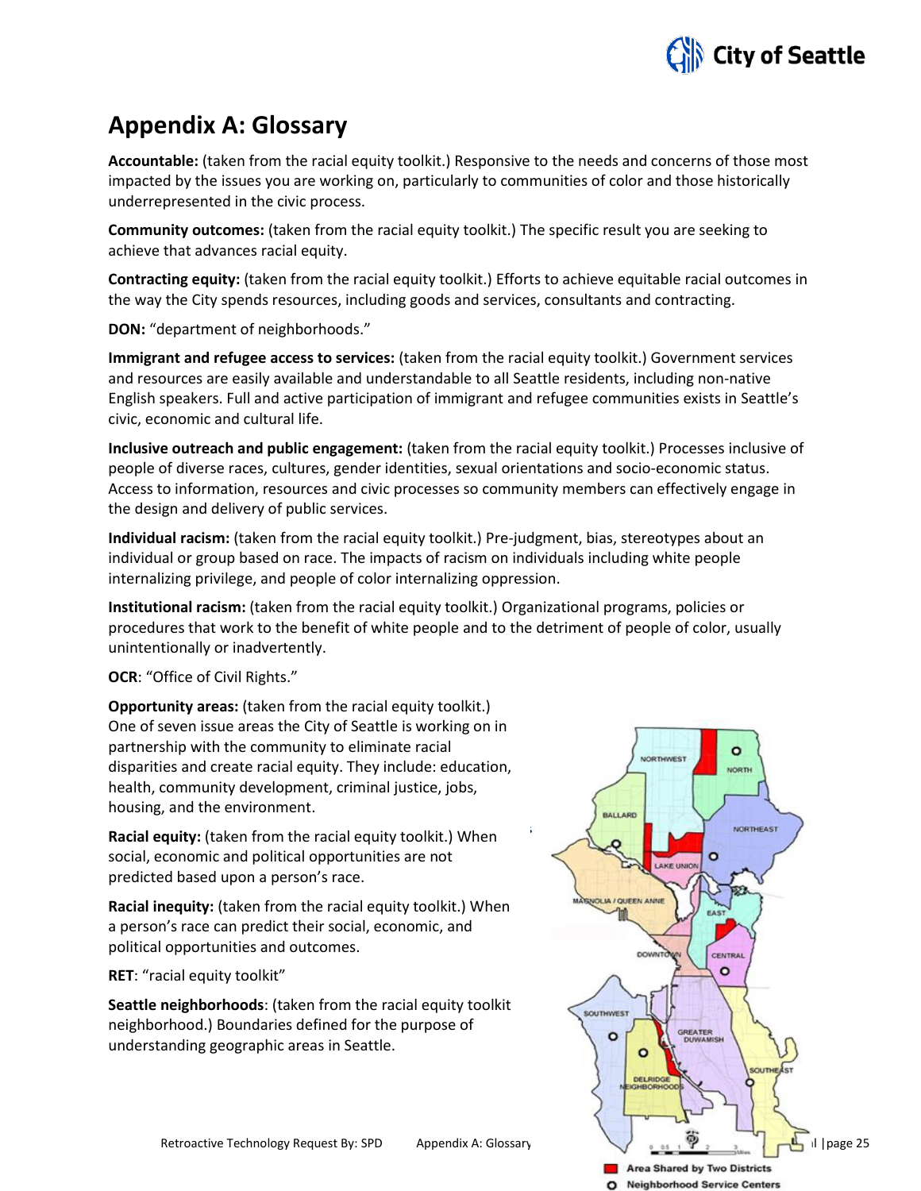# Appendix A: Glossary

**Accountable:** (taken from the racial equity toolkit.) Responsive to the needs and concerns of those most impacted by the issues you are working on, particularly to communities of color and those historically underrepresented in the civic process.

**Community outcomes:** (taken from the racial equity toolkit.) The specific result you are seeking to achieve that advances racial equity.

**Contracting equity:** (taken from the racial equity toolkit.) Efforts to achieve equitable racial outcomes in the way the City spends resources, including goods and services, consultants and contracting.

**DON:** "department of neighborhoods."

**Immigrant and refugee access to services:** (taken from the racial equity toolkit.) Government services and resources are easily available and understandable to all Seattle residents, including non-native English speakers. Full and active participation of immigrant and refugee communities exists in Seattle's civic, economic and cultural life.

**Inclusive outreach and public engagement:** (taken from the racial equity toolkit.) Processes inclusive of people of diverse races, cultures, gender identities, sexual orientations and socio-economic status. Access to information, resources and civic processes so community members can effectively engage in the design and delivery of public services.

**Individual racism:** (taken from the racial equity toolkit.) Pre-judgment, bias, stereotypes about an individual or group based on race. The impacts of racism on individuals including white people internalizing privilege, and people of color internalizing oppression.

**Institutional racism:** (taken from the racial equity toolkit.) Organizational programs, policies or procedures that work to the benefit of white people and to the detriment of people of color, usually unintentionally or inadvertently.

**OCR**: "Office of Civil Rights."

**Opportunity areas:** (taken from the racial equity toolkit.) One of seven issue areas the City of Seattle is working on in partnership with the community to eliminate racial disparities and create racial equity. They include: education, health, community development, criminal justice, jobs, housing, and the environment.

**Racial equity:** (taken from the racial equity toolkit.) When social, economic and political opportunities are not predicted based upon a person's race.

**Racial inequity:** (taken from the racial equity toolkit.) When a person's race can predict their social, economic, and political opportunities and outcomes.

**RET**: "racial equity toolkit"

**Seattle neighborhoods**: (taken from the racial equity toolkit neighborhood.) Boundaries defined for the purpose of understanding geographic areas in Seattle.

NORTHWEST
NORTH
BALLARD
NORTHEAST
LAKE UNION
MAGNOLIA / QUEEN ANNE
EAST
DOWNTOWN
CENTRAL
SOUTHWEST
GREATER DUWAMISH
DELRIDGE NEIGHBORHOODS
SOUTHEAST

Area Shared by Two Districts
Neighborhood Service Centers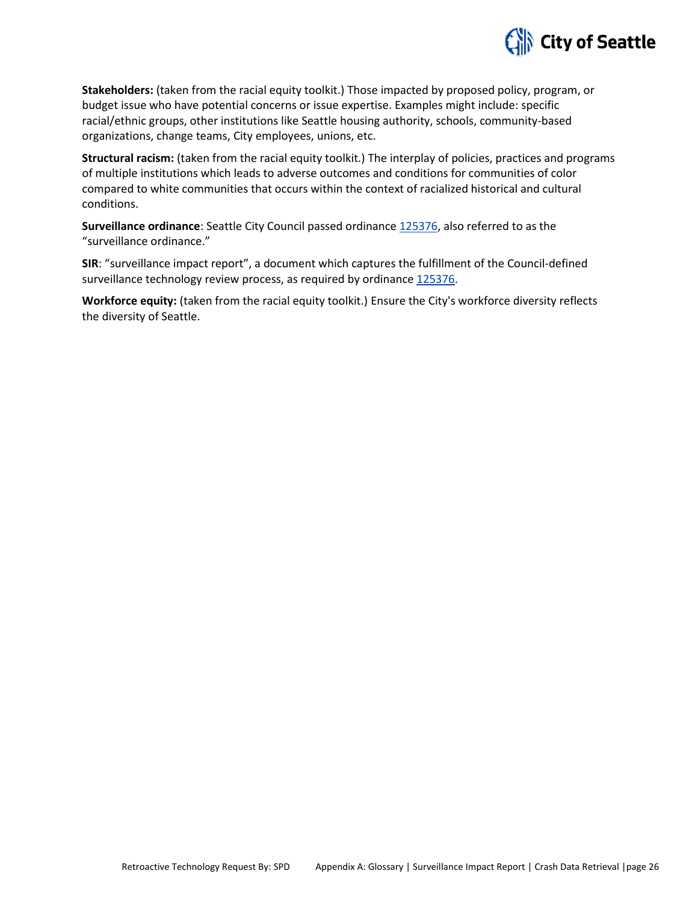**Stakeholders:** (taken from the racial equity toolkit.) Those impacted by proposed policy, program, or budget issue who have potential concerns or issue expertise. Examples might include: specific racial/ethnic groups, other institutions like Seattle housing authority, schools, community-based organizations, change teams, City employees, unions, etc.

**Structural racism:** (taken from the racial equity toolkit.) The interplay of policies, practices and programs of multiple institutions which leads to adverse outcomes and conditions for communities of color compared to white communities that occurs within the context of racialized historical and cultural conditions.

**Surveillance ordinance**: Seattle City Council passed ordinance 125376, also referred to as the "surveillance ordinance."

**SIR**: "surveillance impact report", a document which captures the fulfillment of the Council-defined surveillance technology review process, as required by ordinance 125376.

**Workforce equity:** (taken from the racial equity toolkit.) Ensure the City's workforce diversity reflects the diversity of Seattle.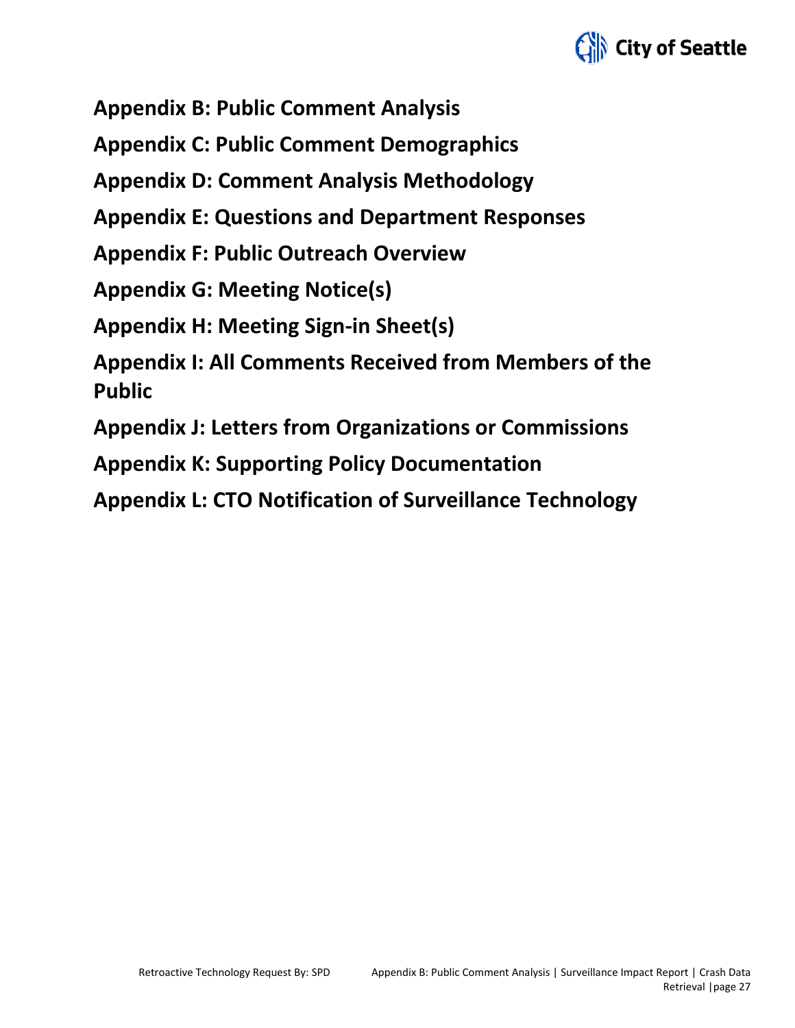## Appendix B: Public Comment Analysis

## Appendix C: Public Comment Demographics

## Appendix D: Comment Analysis Methodology

## Appendix E: Questions and Department Responses

## Appendix F: Public Outreach Overview

## Appendix G: Meeting Notice(s)

## Appendix H: Meeting Sign-in Sheet(s)

## Appendix I: All Comments Received from Members of the Public

## Appendix J: Letters from Organizations or Commissions

## Appendix K: Supporting Policy Documentation

## Appendix L: CTO Notification of Surveillance Technology